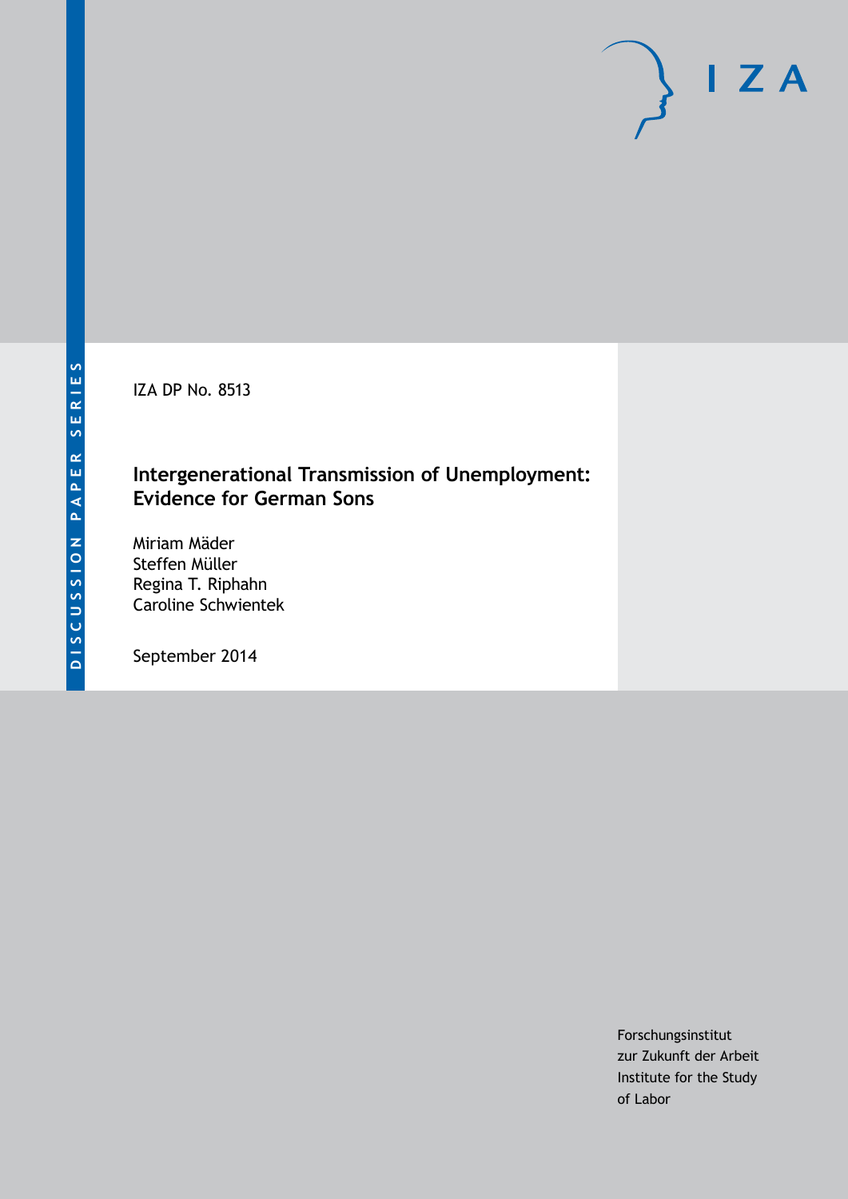DISCUSSION PAPER SERIES

IZA

IZA DP No. 8513

# Intergenerational Transmission of Unemployment: Evidence for German Sons

Miriam Mäder
Steffen Müller
Regina T. Riphahn
Caroline Schwientek

September 2014

Forschungsinstitut
zur Zukunft der Arbeit
Institute for the Study
of Labor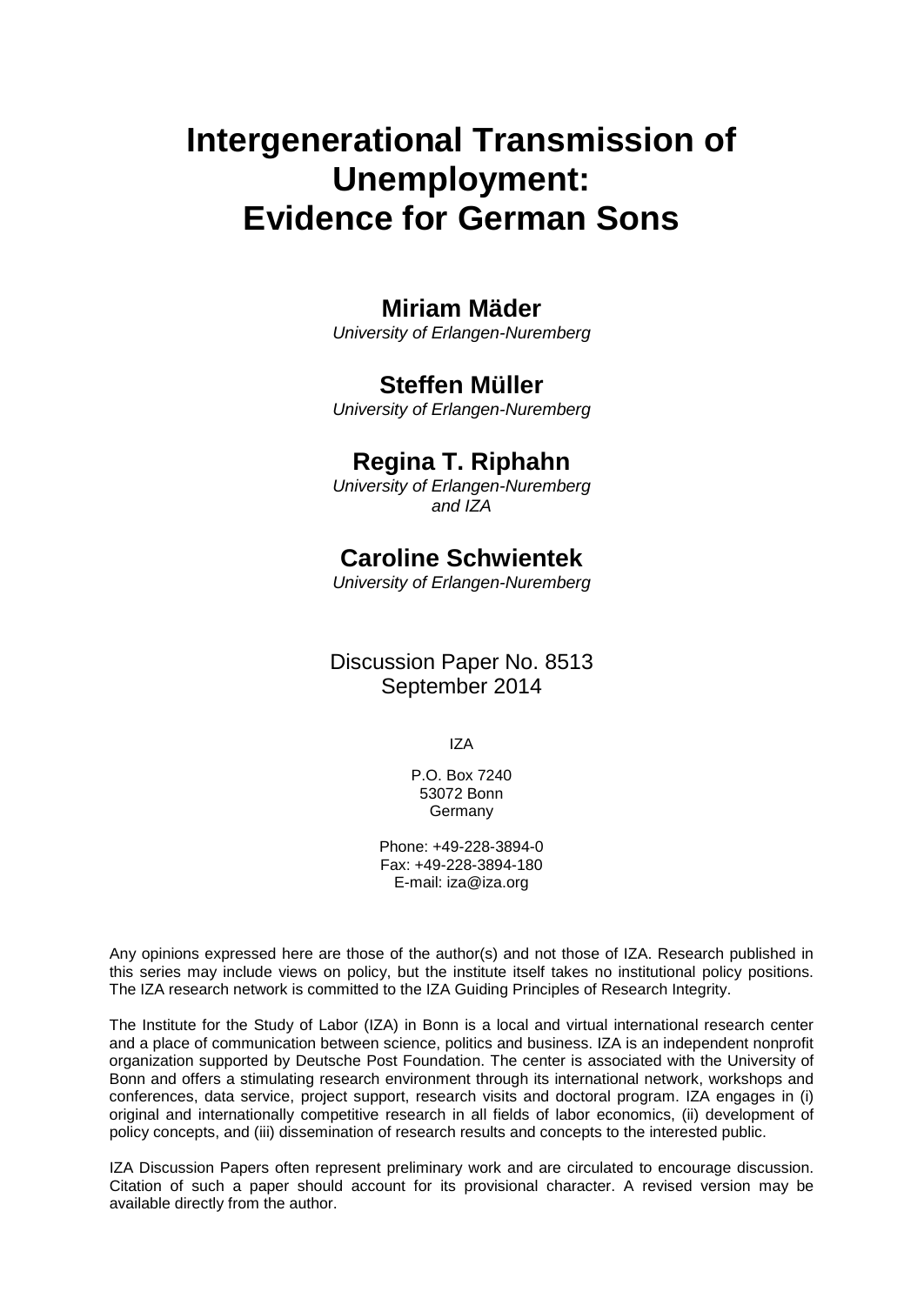# Intergenerational Transmission of Unemployment: Evidence for German Sons

**Miriam Mäder**
*University of Erlangen-Nuremberg*

**Steffen Müller**
*University of Erlangen-Nuremberg*

**Regina T. Riphahn**
*University of Erlangen-Nuremberg and IZA*

**Caroline Schwientek**
*University of Erlangen-Nuremberg*

Discussion Paper No. 8513
September 2014

IZA

P.O. Box 7240
53072 Bonn
Germany

Phone: +49-228-3894-0
Fax: +49-228-3894-180
E-mail: iza@iza.org

Any opinions expressed here are those of the author(s) and not those of IZA. Research published in this series may include views on policy, but the institute itself takes no institutional policy positions. The IZA research network is committed to the IZA Guiding Principles of Research Integrity.

The Institute for the Study of Labor (IZA) in Bonn is a local and virtual international research center and a place of communication between science, politics and business. IZA is an independent nonprofit organization supported by Deutsche Post Foundation. The center is associated with the University of Bonn and offers a stimulating research environment through its international network, workshops and conferences, data service, project support, research visits and doctoral program. IZA engages in (i) original and internationally competitive research in all fields of labor economics, (ii) development of policy concepts, and (iii) dissemination of research results and concepts to the interested public.

IZA Discussion Papers often represent preliminary work and are circulated to encourage discussion. Citation of such a paper should account for its provisional character. A revised version may be available directly from the author.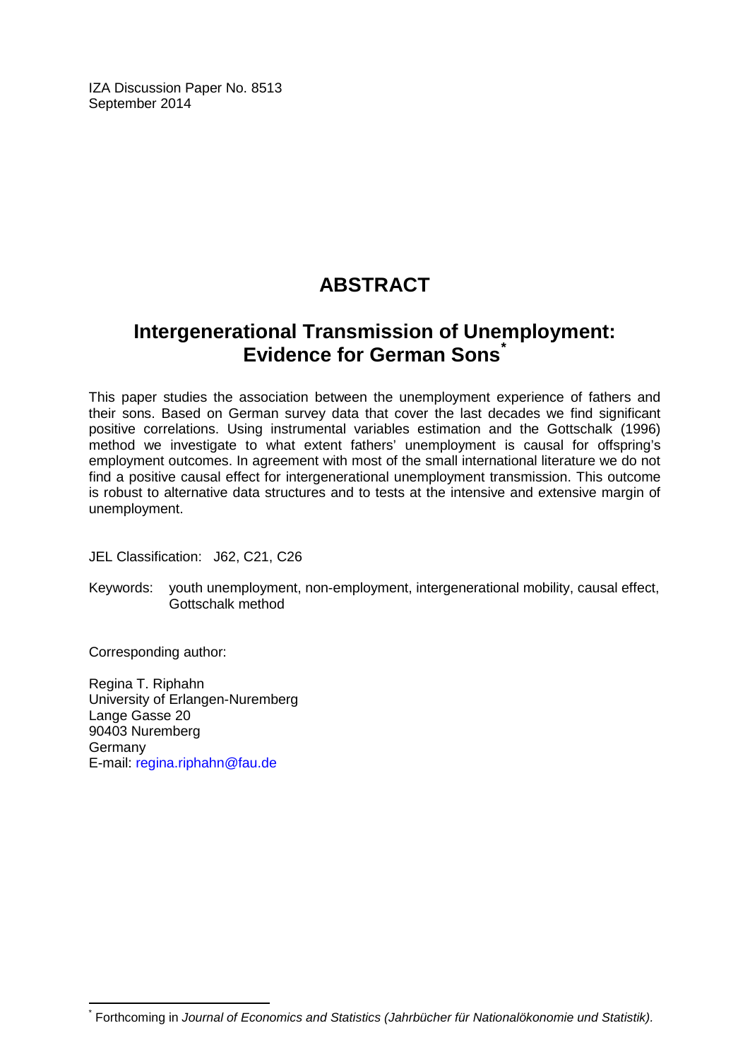IZA Discussion Paper No. 8513
September 2014

# ABSTRACT

## Intergenerational Transmission of Unemployment: Evidence for German Sons[*]

This paper studies the association between the unemployment experience of fathers and their sons. Based on German survey data that cover the last decades we find significant positive correlations. Using instrumental variables estimation and the Gottschalk (1996) method we investigate to what extent fathers' unemployment is causal for offspring's employment outcomes. In agreement with most of the small international literature we do not find a positive causal effect for intergenerational unemployment transmission. This outcome is robust to alternative data structures and to tests at the intensive and extensive margin of unemployment.

JEL Classification: J62, C21, C26

Keywords: youth unemployment, non-employment, intergenerational mobility, causal effect, Gottschalk method

Corresponding author:

Regina T. Riphahn
University of Erlangen-Nuremberg
Lange Gasse 20
90403 Nuremberg
Germany
E-mail: regina.riphahn@fau.de

[*] Forthcoming in *Journal of Economics and Statistics (Jahrbücher für Nationalökonomie und Statistik).*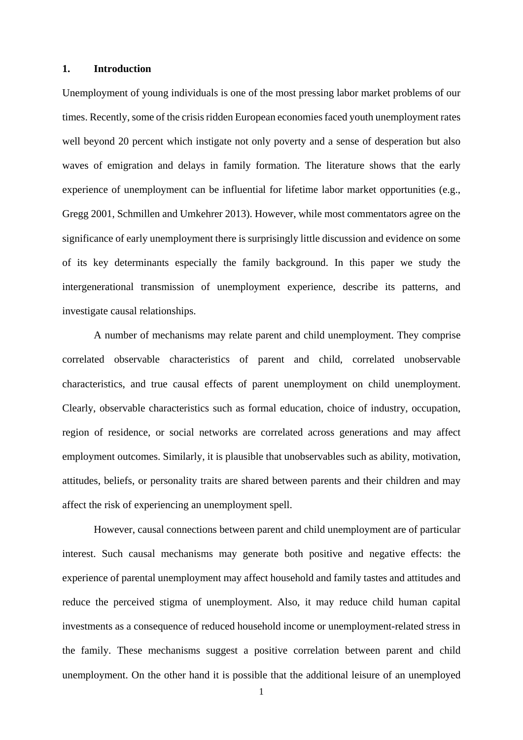# 1. Introduction

Unemployment of young individuals is one of the most pressing labor market problems of our times. Recently, some of the crisis ridden European economies faced youth unemployment rates well beyond 20 percent which instigate not only poverty and a sense of desperation but also waves of emigration and delays in family formation. The literature shows that the early experience of unemployment can be influential for lifetime labor market opportunities (e.g., Gregg 2001, Schmillen and Umkehrer 2013). However, while most commentators agree on the significance of early unemployment there is surprisingly little discussion and evidence on some of its key determinants especially the family background. In this paper we study the intergenerational transmission of unemployment experience, describe its patterns, and investigate causal relationships.

A number of mechanisms may relate parent and child unemployment. They comprise correlated observable characteristics of parent and child, correlated unobservable characteristics, and true causal effects of parent unemployment on child unemployment. Clearly, observable characteristics such as formal education, choice of industry, occupation, region of residence, or social networks are correlated across generations and may affect employment outcomes. Similarly, it is plausible that unobservables such as ability, motivation, attitudes, beliefs, or personality traits are shared between parents and their children and may affect the risk of experiencing an unemployment spell.

However, causal connections between parent and child unemployment are of particular interest. Such causal mechanisms may generate both positive and negative effects: the experience of parental unemployment may affect household and family tastes and attitudes and reduce the perceived stigma of unemployment. Also, it may reduce child human capital investments as a consequence of reduced household income or unemployment-related stress in the family. These mechanisms suggest a positive correlation between parent and child unemployment. On the other hand it is possible that the additional leisure of an unemployed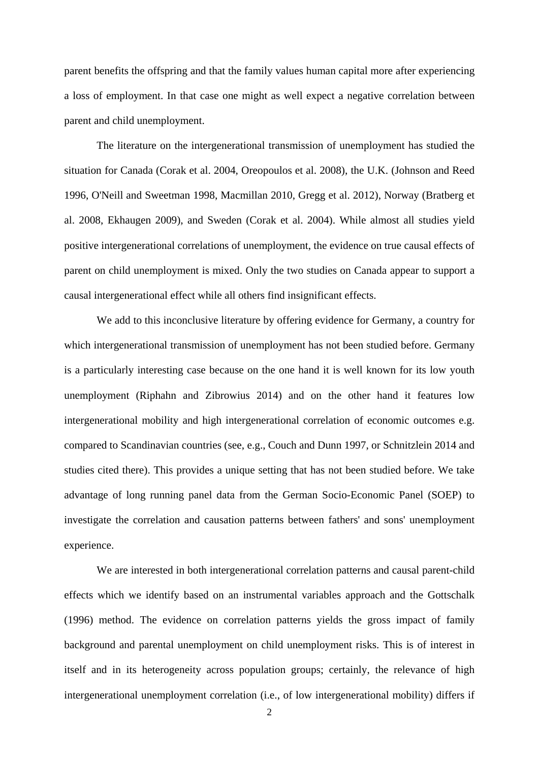parent benefits the offspring and that the family values human capital more after experiencing a loss of employment. In that case one might as well expect a negative correlation between parent and child unemployment.

The literature on the intergenerational transmission of unemployment has studied the situation for Canada (Corak et al. 2004, Oreopoulos et al. 2008), the U.K. (Johnson and Reed 1996, O'Neill and Sweetman 1998, Macmillan 2010, Gregg et al. 2012), Norway (Bratberg et al. 2008, Ekhaugen 2009), and Sweden (Corak et al. 2004). While almost all studies yield positive intergenerational correlations of unemployment, the evidence on true causal effects of parent on child unemployment is mixed. Only the two studies on Canada appear to support a causal intergenerational effect while all others find insignificant effects.

We add to this inconclusive literature by offering evidence for Germany, a country for which intergenerational transmission of unemployment has not been studied before. Germany is a particularly interesting case because on the one hand it is well known for its low youth unemployment (Riphahn and Zibrowius 2014) and on the other hand it features low intergenerational mobility and high intergenerational correlation of economic outcomes e.g. compared to Scandinavian countries (see, e.g., Couch and Dunn 1997, or Schnitzlein 2014 and studies cited there). This provides a unique setting that has not been studied before. We take advantage of long running panel data from the German Socio-Economic Panel (SOEP) to investigate the correlation and causation patterns between fathers' and sons' unemployment experience.

We are interested in both intergenerational correlation patterns and causal parent-child effects which we identify based on an instrumental variables approach and the Gottschalk (1996) method. The evidence on correlation patterns yields the gross impact of family background and parental unemployment on child unemployment risks. This is of interest in itself and in its heterogeneity across population groups; certainly, the relevance of high intergenerational unemployment correlation (i.e., of low intergenerational mobility) differs if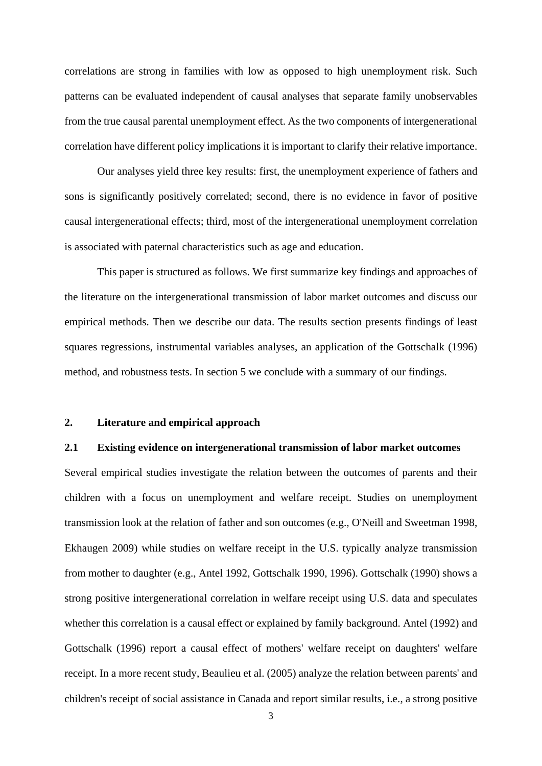correlations are strong in families with low as opposed to high unemployment risk. Such patterns can be evaluated independent of causal analyses that separate family unobservables from the true causal parental unemployment effect. As the two components of intergenerational correlation have different policy implications it is important to clarify their relative importance.

Our analyses yield three key results: first, the unemployment experience of fathers and sons is significantly positively correlated; second, there is no evidence in favor of positive causal intergenerational effects; third, most of the intergenerational unemployment correlation is associated with paternal characteristics such as age and education.

This paper is structured as follows. We first summarize key findings and approaches of the literature on the intergenerational transmission of labor market outcomes and discuss our empirical methods. Then we describe our data. The results section presents findings of least squares regressions, instrumental variables analyses, an application of the Gottschalk (1996) method, and robustness tests. In section 5 we conclude with a summary of our findings.

## 2. Literature and empirical approach

### 2.1 Existing evidence on intergenerational transmission of labor market outcomes

Several empirical studies investigate the relation between the outcomes of parents and their children with a focus on unemployment and welfare receipt. Studies on unemployment transmission look at the relation of father and son outcomes (e.g., O'Neill and Sweetman 1998, Ekhaugen 2009) while studies on welfare receipt in the U.S. typically analyze transmission from mother to daughter (e.g., Antel 1992, Gottschalk 1990, 1996). Gottschalk (1990) shows a strong positive intergenerational correlation in welfare receipt using U.S. data and speculates whether this correlation is a causal effect or explained by family background. Antel (1992) and Gottschalk (1996) report a causal effect of mothers' welfare receipt on daughters' welfare receipt. In a more recent study, Beaulieu et al. (2005) analyze the relation between parents' and children's receipt of social assistance in Canada and report similar results, i.e., a strong positive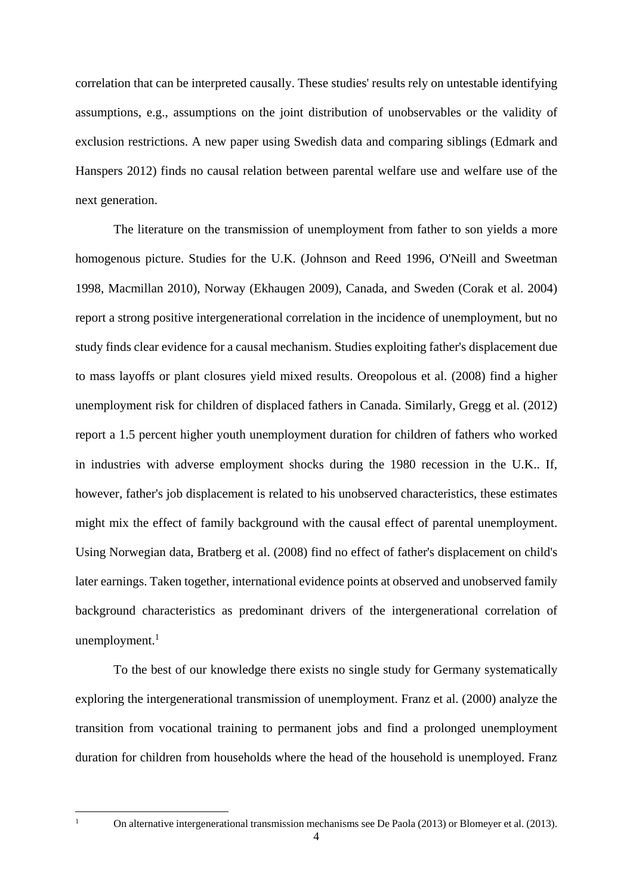correlation that can be interpreted causally. These studies' results rely on untestable identifying assumptions, e.g., assumptions on the joint distribution of unobservables or the validity of exclusion restrictions. A new paper using Swedish data and comparing siblings (Edmark and Hanspers 2012) finds no causal relation between parental welfare use and welfare use of the next generation.

The literature on the transmission of unemployment from father to son yields a more homogenous picture. Studies for the U.K. (Johnson and Reed 1996, O'Neill and Sweetman 1998, Macmillan 2010), Norway (Ekhaugen 2009), Canada, and Sweden (Corak et al. 2004) report a strong positive intergenerational correlation in the incidence of unemployment, but no study finds clear evidence for a causal mechanism. Studies exploiting father's displacement due to mass layoffs or plant closures yield mixed results. Oreopolous et al. (2008) find a higher unemployment risk for children of displaced fathers in Canada. Similarly, Gregg et al. (2012) report a 1.5 percent higher youth unemployment duration for children of fathers who worked in industries with adverse employment shocks during the 1980 recession in the U.K.. If, however, father's job displacement is related to his unobserved characteristics, these estimates might mix the effect of family background with the causal effect of parental unemployment. Using Norwegian data, Bratberg et al. (2008) find no effect of father's displacement on child's later earnings. Taken together, international evidence points at observed and unobserved family background characteristics as predominant drivers of the intergenerational correlation of unemployment.[1]

To the best of our knowledge there exists no single study for Germany systematically exploring the intergenerational transmission of unemployment. Franz et al. (2000) analyze the transition from vocational training to permanent jobs and find a prolonged unemployment duration for children from households where the head of the household is unemployed. Franz

[1] On alternative intergenerational transmission mechanisms see De Paola (2013) or Blomeyer et al. (2013).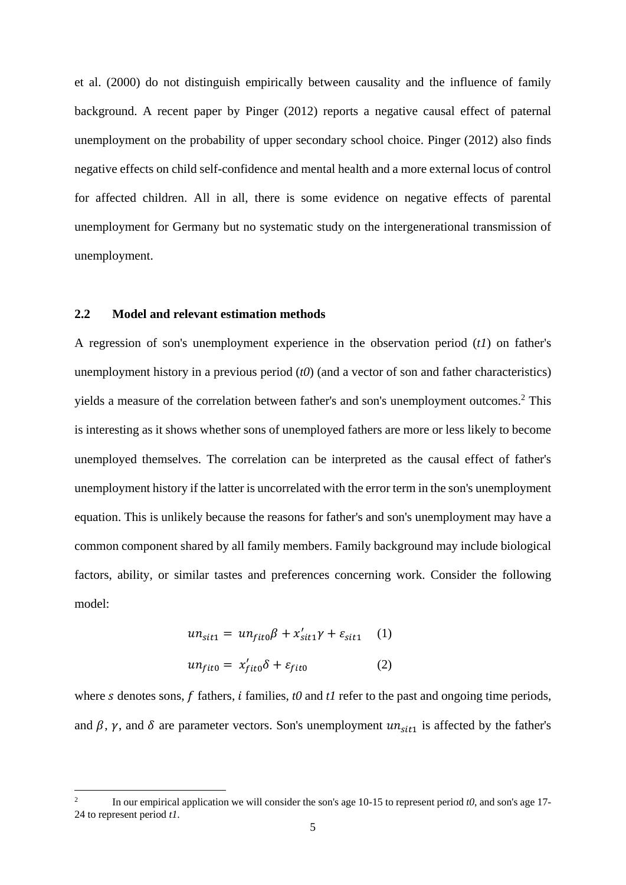et al. (2000) do not distinguish empirically between causality and the influence of family background. A recent paper by Pinger (2012) reports a negative causal effect of paternal unemployment on the probability of upper secondary school choice. Pinger (2012) also finds negative effects on child self-confidence and mental health and a more external locus of control for affected children. All in all, there is some evidence on negative effects of parental unemployment for Germany but no systematic study on the intergenerational transmission of unemployment.

### 2.2 Model and relevant estimation methods

A regression of son's unemployment experience in the observation period (*t1*) on father's unemployment history in a previous period (*t0*) (and a vector of son and father characteristics) yields a measure of the correlation between father's and son's unemployment outcomes.[2] This is interesting as it shows whether sons of unemployed fathers are more or less likely to become unemployed themselves. The correlation can be interpreted as the causal effect of father's unemployment history if the latter is uncorrelated with the error term in the son's unemployment equation. This is unlikely because the reasons for father's and son's unemployment may have a common component shared by all family members. Family background may include biological factors, ability, or similar tastes and preferences concerning work. Consider the following model:

$$un_{sit1} = un_{fit0}\beta + x'_{sit1}\gamma + \varepsilon_{sit1} \quad (1)$$

$$un_{fit0} = x'_{fit0}\delta + \varepsilon_{fit0} \quad (2)$$

where $s$ denotes sons, $f$ fathers, $i$ families, *t0* and *t1* refer to the past and ongoing time periods, and $\beta$, $\gamma$, and $\delta$ are parameter vectors. Son's unemployment $un_{sit1}$ is affected by the father's

[2] In our empirical application we will consider the son's age 10-15 to represent period *t0*, and son's age 17-24 to represent period *t1*.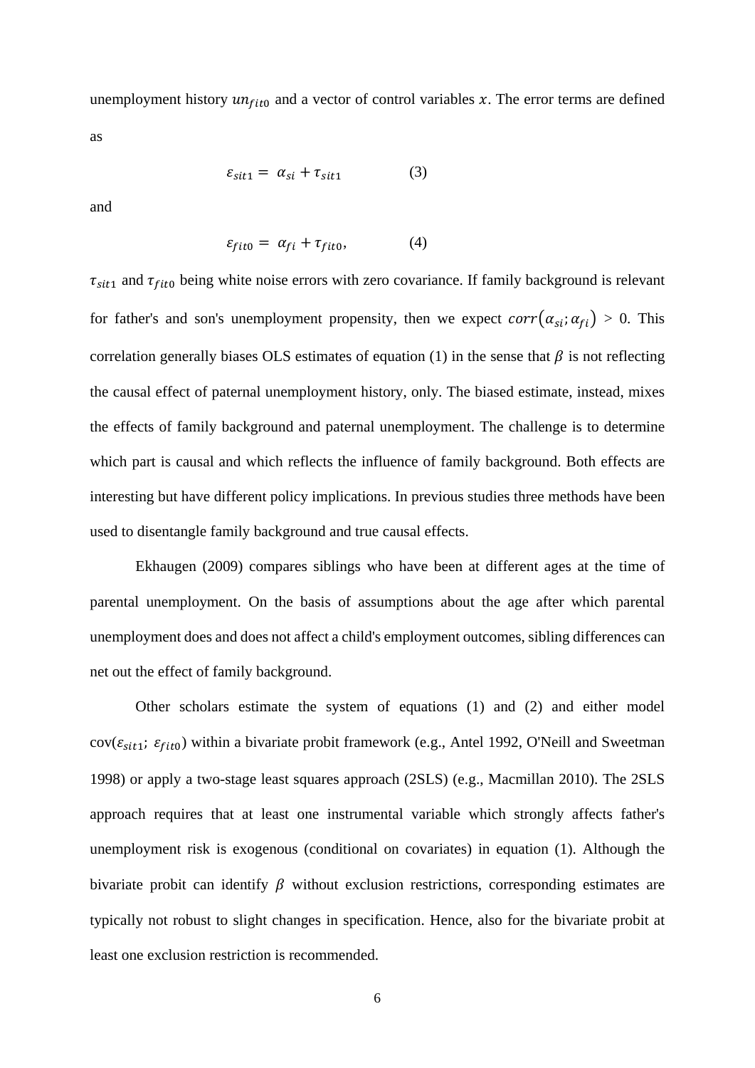unemployment history $un_{fit0}$ and a vector of control variables $x$. The error terms are defined as

$$\varepsilon_{sit1} = \alpha_{si} + \tau_{sit1} \qquad (3)$$

and

$$\varepsilon_{fit0} = \alpha_{fi} + \tau_{fit0}, \qquad (4)$$

$\tau_{sit1}$ and $\tau_{fit0}$ being white noise errors with zero covariance. If family background is relevant for father's and son's unemployment propensity, then we expect $corr(\alpha_{si}; \alpha_{fi}) > 0$. This correlation generally biases OLS estimates of equation (1) in the sense that $\beta$ is not reflecting the causal effect of paternal unemployment history, only. The biased estimate, instead, mixes the effects of family background and paternal unemployment. The challenge is to determine which part is causal and which reflects the influence of family background. Both effects are interesting but have different policy implications. In previous studies three methods have been used to disentangle family background and true causal effects.

Ekhaugen (2009) compares siblings who have been at different ages at the time of parental unemployment. On the basis of assumptions about the age after which parental unemployment does and does not affect a child's employment outcomes, sibling differences can net out the effect of family background.

Other scholars estimate the system of equations (1) and (2) and either model cov($\varepsilon_{sit1}$; $\varepsilon_{fit0}$) within a bivariate probit framework (e.g., Antel 1992, O'Neill and Sweetman 1998) or apply a two-stage least squares approach (2SLS) (e.g., Macmillan 2010). The 2SLS approach requires that at least one instrumental variable which strongly affects father's unemployment risk is exogenous (conditional on covariates) in equation (1). Although the bivariate probit can identify $\beta$ without exclusion restrictions, corresponding estimates are typically not robust to slight changes in specification. Hence, also for the bivariate probit at least one exclusion restriction is recommended.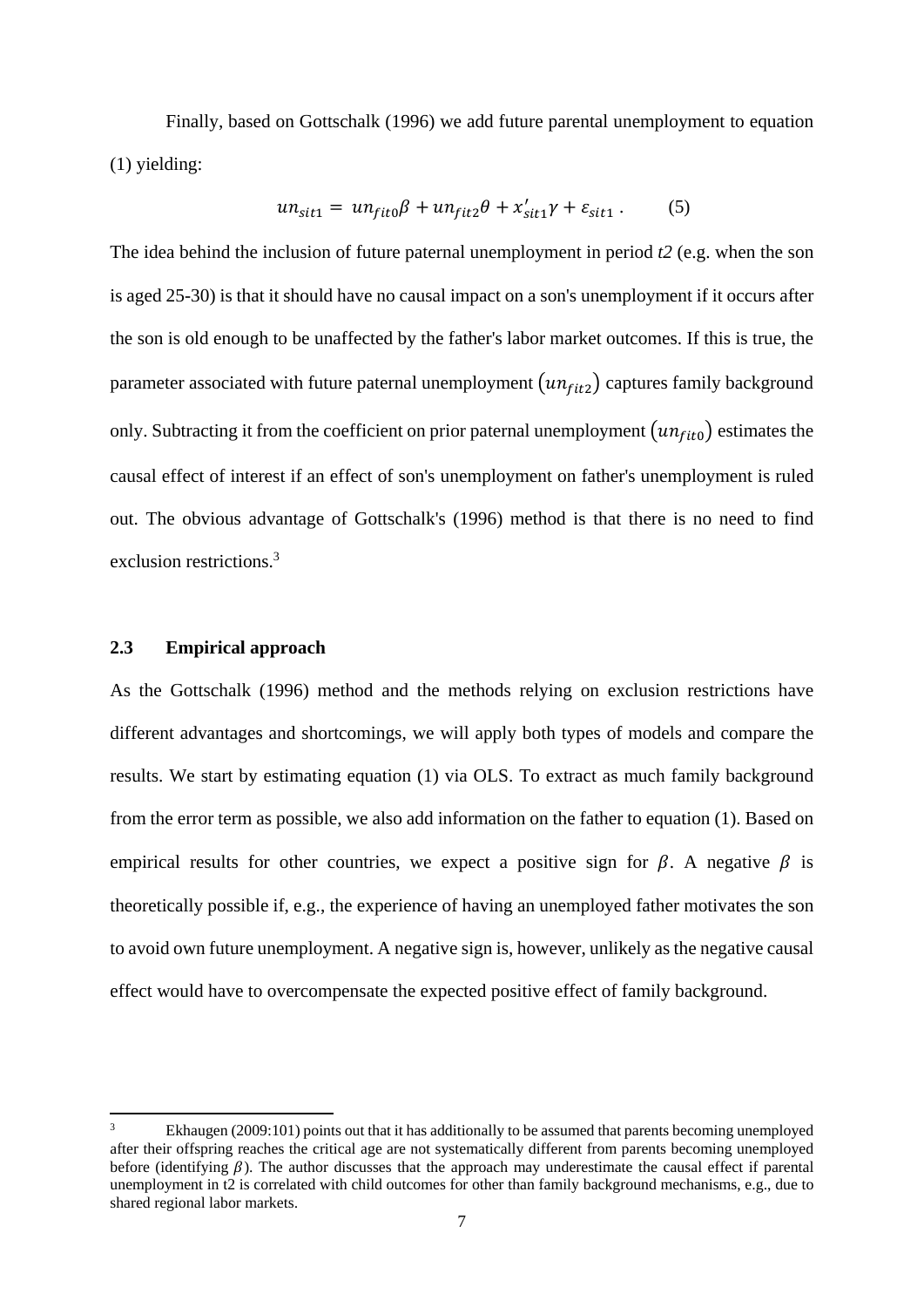Finally, based on Gottschalk (1996) we add future parental unemployment to equation (1) yielding:

$$un_{sit1} = un_{fit0}\beta + un_{fit2}\theta + x'_{sit1}\gamma + \varepsilon_{sit1} . \qquad (5)$$

The idea behind the inclusion of future paternal unemployment in period *t2* (e.g. when the son is aged 25-30) is that it should have no causal impact on a son's unemployment if it occurs after the son is old enough to be unaffected by the father's labor market outcomes. If this is true, the parameter associated with future paternal unemployment $(un_{fit2})$ captures family background only. Subtracting it from the coefficient on prior paternal unemployment $(un_{fit0})$ estimates the causal effect of interest if an effect of son's unemployment on father's unemployment is ruled out. The obvious advantage of Gottschalk's (1996) method is that there is no need to find exclusion restrictions.[3]

### 2.3 Empirical approach

As the Gottschalk (1996) method and the methods relying on exclusion restrictions have different advantages and shortcomings, we will apply both types of models and compare the results. We start by estimating equation (1) via OLS. To extract as much family background from the error term as possible, we also add information on the father to equation (1). Based on empirical results for other countries, we expect a positive sign for $\beta$. A negative $\beta$ is theoretically possible if, e.g., the experience of having an unemployed father motivates the son to avoid own future unemployment. A negative sign is, however, unlikely as the negative causal effect would have to overcompensate the expected positive effect of family background.

[3] Ekhaugen (2009:101) points out that it has additionally to be assumed that parents becoming unemployed after their offspring reaches the critical age are not systematically different from parents becoming unemployed before (identifying $\beta$). The author discusses that the approach may underestimate the causal effect if parental unemployment in t2 is correlated with child outcomes for other than family background mechanisms, e.g., due to shared regional labor markets.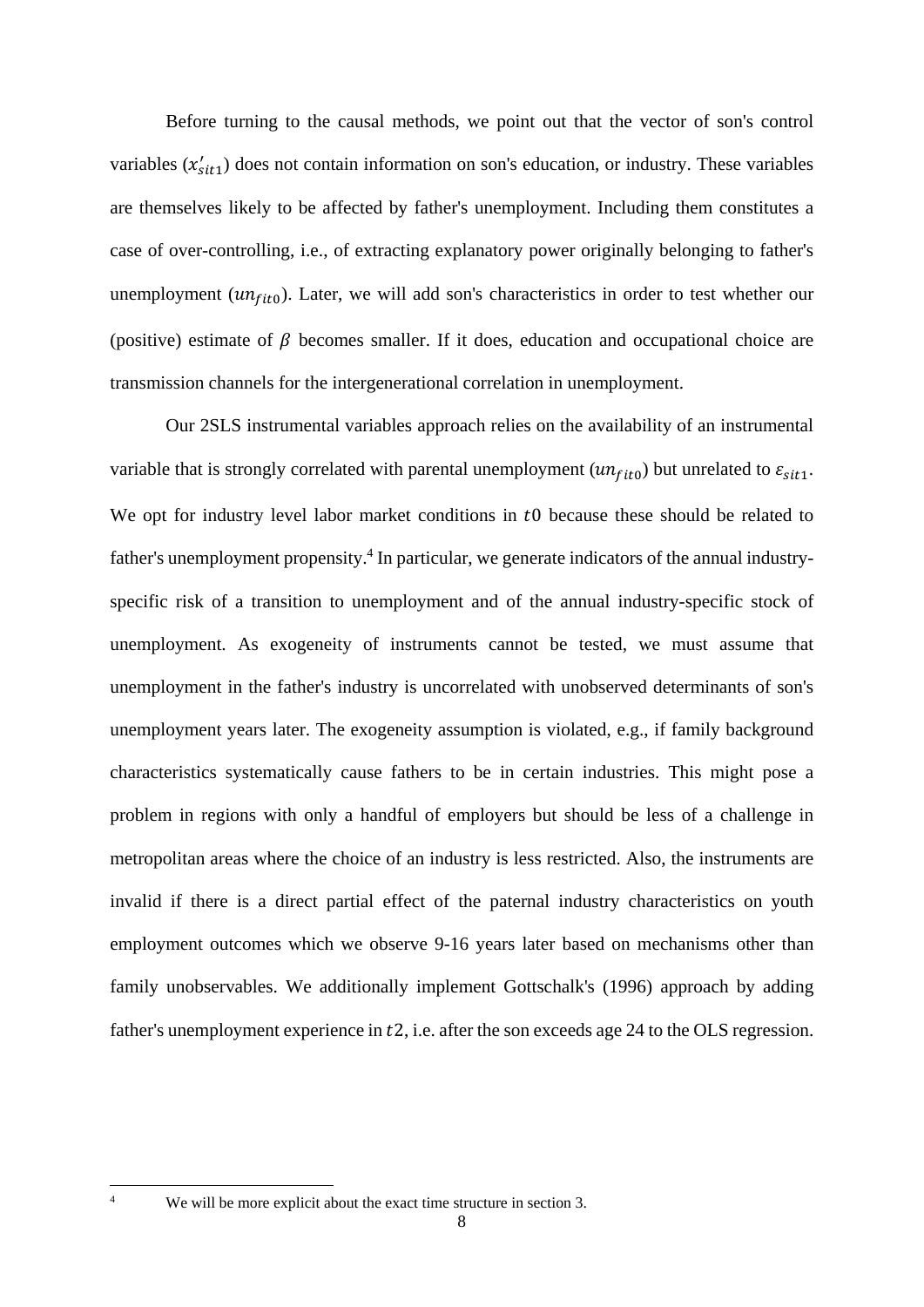Before turning to the causal methods, we point out that the vector of son's control variables ($x'_{sit1}$) does not contain information on son's education, or industry. These variables are themselves likely to be affected by father's unemployment. Including them constitutes a case of over-controlling, i.e., of extracting explanatory power originally belonging to father's unemployment ($un_{fit0}$). Later, we will add son's characteristics in order to test whether our (positive) estimate of $\beta$ becomes smaller. If it does, education and occupational choice are transmission channels for the intergenerational correlation in unemployment.

Our 2SLS instrumental variables approach relies on the availability of an instrumental variable that is strongly correlated with parental unemployment ($un_{fit0}$) but unrelated to $\varepsilon_{sit1}$. We opt for industry level labor market conditions in $t0$ because these should be related to father's unemployment propensity.[4] In particular, we generate indicators of the annual industry-specific risk of a transition to unemployment and of the annual industry-specific stock of unemployment. As exogeneity of instruments cannot be tested, we must assume that unemployment in the father's industry is uncorrelated with unobserved determinants of son's unemployment years later. The exogeneity assumption is violated, e.g., if family background characteristics systematically cause fathers to be in certain industries. This might pose a problem in regions with only a handful of employers but should be less of a challenge in metropolitan areas where the choice of an industry is less restricted. Also, the instruments are invalid if there is a direct partial effect of the paternal industry characteristics on youth employment outcomes which we observe 9-16 years later based on mechanisms other than family unobservables. We additionally implement Gottschalk's (1996) approach by adding father's unemployment experience in $t2$, i.e. after the son exceeds age 24 to the OLS regression.

[4] We will be more explicit about the exact time structure in section 3.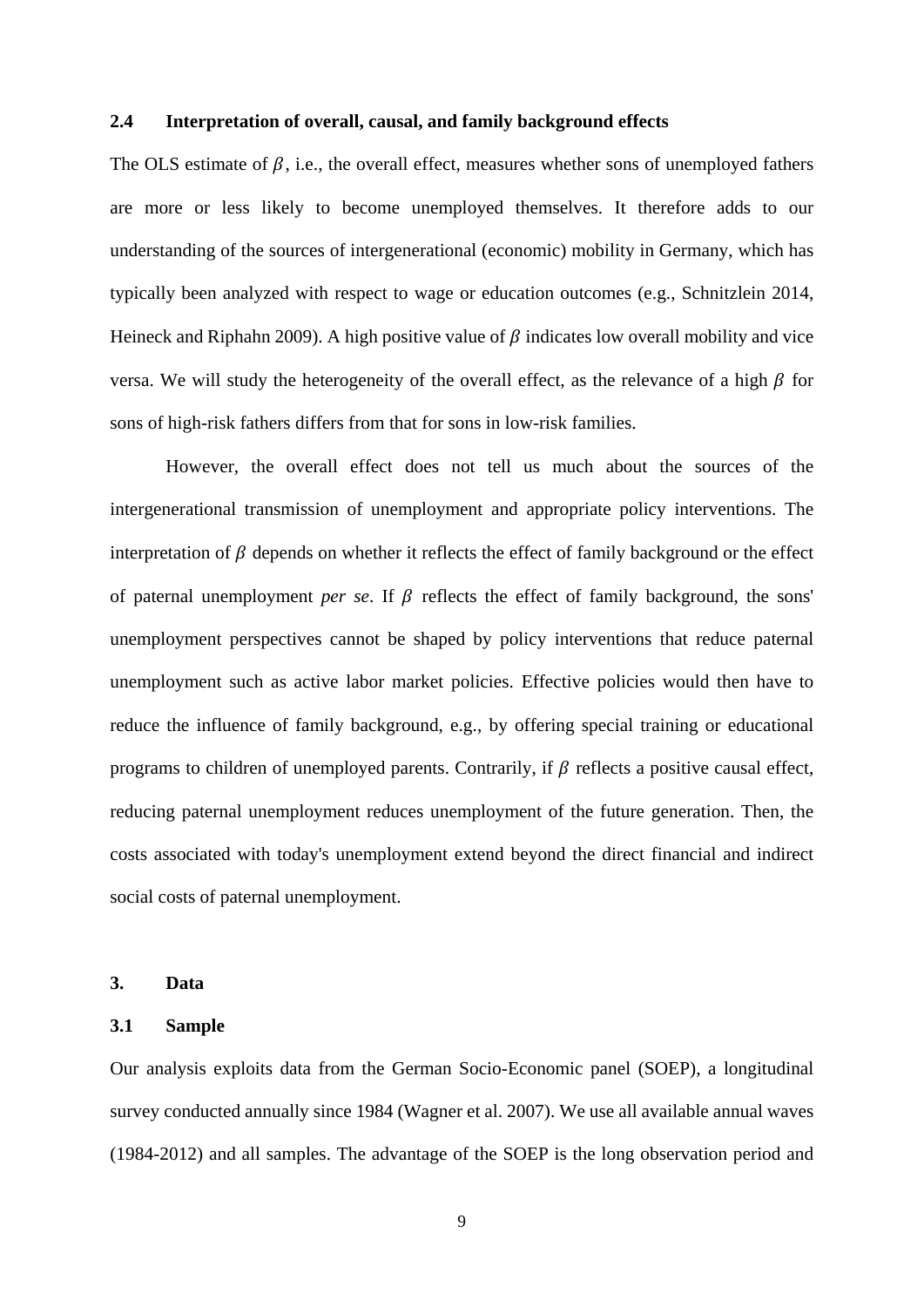### 2.4 Interpretation of overall, causal, and family background effects

The OLS estimate of $\beta$, i.e., the overall effect, measures whether sons of unemployed fathers are more or less likely to become unemployed themselves. It therefore adds to our understanding of the sources of intergenerational (economic) mobility in Germany, which has typically been analyzed with respect to wage or education outcomes (e.g., Schnitzlein 2014, Heineck and Riphahn 2009). A high positive value of $\beta$ indicates low overall mobility and vice versa. We will study the heterogeneity of the overall effect, as the relevance of a high $\beta$ for sons of high-risk fathers differs from that for sons in low-risk families.

However, the overall effect does not tell us much about the sources of the intergenerational transmission of unemployment and appropriate policy interventions. The interpretation of $\beta$ depends on whether it reflects the effect of family background or the effect of paternal unemployment *per se*. If $\beta$ reflects the effect of family background, the sons' unemployment perspectives cannot be shaped by policy interventions that reduce paternal unemployment such as active labor market policies. Effective policies would then have to reduce the influence of family background, e.g., by offering special training or educational programs to children of unemployed parents. Contrarily, if $\beta$ reflects a positive causal effect, reducing paternal unemployment reduces unemployment of the future generation. Then, the costs associated with today's unemployment extend beyond the direct financial and indirect social costs of paternal unemployment.

## 3. Data

### 3.1 Sample

Our analysis exploits data from the German Socio-Economic panel (SOEP), a longitudinal survey conducted annually since 1984 (Wagner et al. 2007). We use all available annual waves (1984-2012) and all samples. The advantage of the SOEP is the long observation period and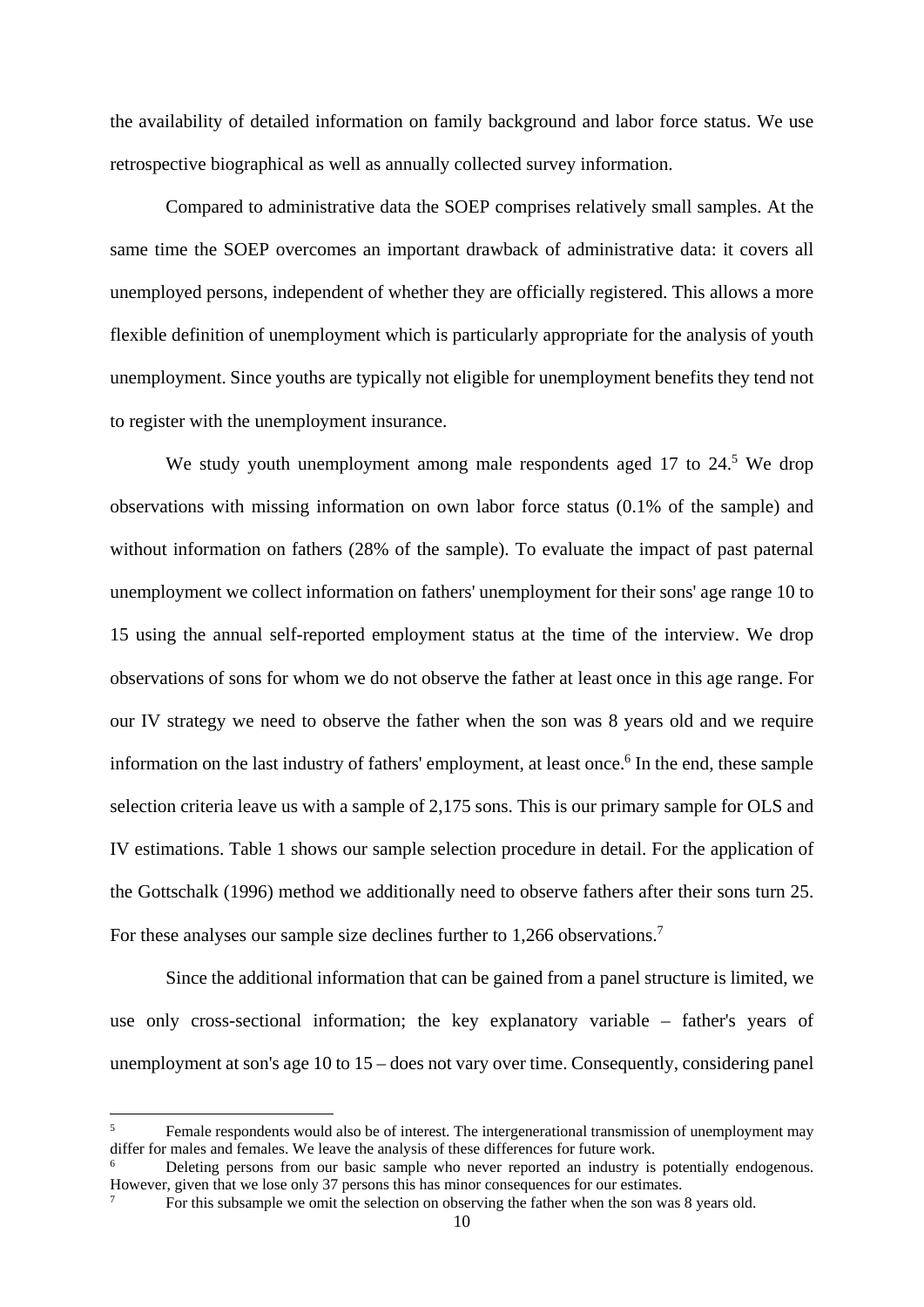the availability of detailed information on family background and labor force status. We use retrospective biographical as well as annually collected survey information.

Compared to administrative data the SOEP comprises relatively small samples. At the same time the SOEP overcomes an important drawback of administrative data: it covers all unemployed persons, independent of whether they are officially registered. This allows a more flexible definition of unemployment which is particularly appropriate for the analysis of youth unemployment. Since youths are typically not eligible for unemployment benefits they tend not to register with the unemployment insurance.

We study youth unemployment among male respondents aged 17 to 24.[5] We drop observations with missing information on own labor force status (0.1% of the sample) and without information on fathers (28% of the sample). To evaluate the impact of past paternal unemployment we collect information on fathers' unemployment for their sons' age range 10 to 15 using the annual self-reported employment status at the time of the interview. We drop observations of sons for whom we do not observe the father at least once in this age range. For our IV strategy we need to observe the father when the son was 8 years old and we require information on the last industry of fathers' employment, at least once.[6] In the end, these sample selection criteria leave us with a sample of 2,175 sons. This is our primary sample for OLS and IV estimations. Table 1 shows our sample selection procedure in detail. For the application of the Gottschalk (1996) method we additionally need to observe fathers after their sons turn 25. For these analyses our sample size declines further to 1,266 observations.[7]

Since the additional information that can be gained from a panel structure is limited, we use only cross-sectional information; the key explanatory variable – father's years of unemployment at son's age 10 to 15 – does not vary over time. Consequently, considering panel

---

[5] Female respondents would also be of interest. The intergenerational transmission of unemployment may differ for males and females. We leave the analysis of these differences for future work.

[6] Deleting persons from our basic sample who never reported an industry is potentially endogenous. However, given that we lose only 37 persons this has minor consequences for our estimates.

[7] For this subsample we omit the selection on observing the father when the son was 8 years old.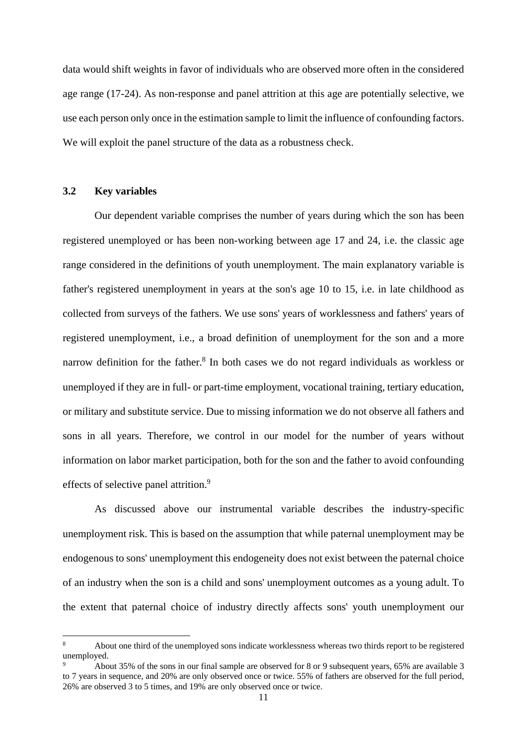data would shift weights in favor of individuals who are observed more often in the considered age range (17-24). As non-response and panel attrition at this age are potentially selective, we use each person only once in the estimation sample to limit the influence of confounding factors. We will exploit the panel structure of the data as a robustness check.

### 3.2 Key variables

Our dependent variable comprises the number of years during which the son has been registered unemployed or has been non-working between age 17 and 24, i.e. the classic age range considered in the definitions of youth unemployment. The main explanatory variable is father's registered unemployment in years at the son's age 10 to 15, i.e. in late childhood as collected from surveys of the fathers. We use sons' years of worklessness and fathers' years of registered unemployment, i.e., a broad definition of unemployment for the son and a more narrow definition for the father.[8] In both cases we do not regard individuals as workless or unemployed if they are in full- or part-time employment, vocational training, tertiary education, or military and substitute service. Due to missing information we do not observe all fathers and sons in all years. Therefore, we control in our model for the number of years without information on labor market participation, both for the son and the father to avoid confounding effects of selective panel attrition.[9]

As discussed above our instrumental variable describes the industry-specific unemployment risk. This is based on the assumption that while paternal unemployment may be endogenous to sons' unemployment this endogeneity does not exist between the paternal choice of an industry when the son is a child and sons' unemployment outcomes as a young adult. To the extent that paternal choice of industry directly affects sons' youth unemployment our

---

[8] About one third of the unemployed sons indicate worklessness whereas two thirds report to be registered unemployed.

[9] About 35% of the sons in our final sample are observed for 8 or 9 subsequent years, 65% are available 3 to 7 years in sequence, and 20% are only observed once or twice. 55% of fathers are observed for the full period, 26% are observed 3 to 5 times, and 19% are only observed once or twice.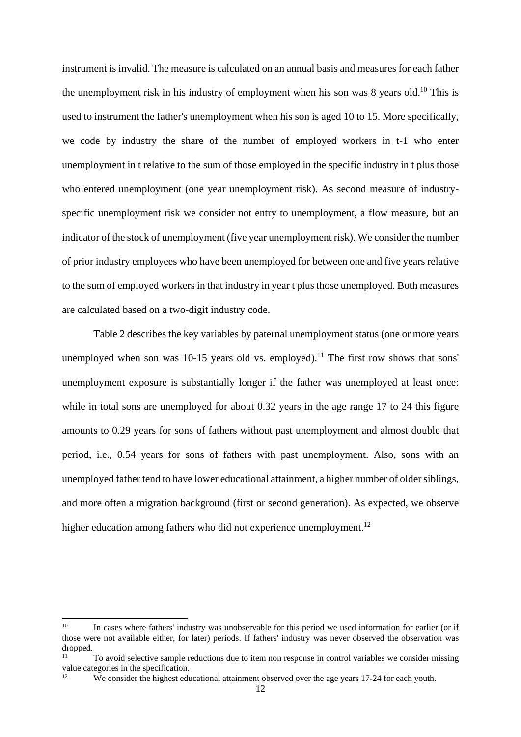instrument is invalid. The measure is calculated on an annual basis and measures for each father the unemployment risk in his industry of employment when his son was 8 years old.[10] This is used to instrument the father's unemployment when his son is aged 10 to 15. More specifically, we code by industry the share of the number of employed workers in t-1 who enter unemployment in t relative to the sum of those employed in the specific industry in t plus those who entered unemployment (one year unemployment risk). As second measure of industry-specific unemployment risk we consider not entry to unemployment, a flow measure, but an indicator of the stock of unemployment (five year unemployment risk). We consider the number of prior industry employees who have been unemployed for between one and five years relative to the sum of employed workers in that industry in year t plus those unemployed. Both measures are calculated based on a two-digit industry code.

Table 2 describes the key variables by paternal unemployment status (one or more years unemployed when son was 10-15 years old vs. employed).[11] The first row shows that sons' unemployment exposure is substantially longer if the father was unemployed at least once: while in total sons are unemployed for about 0.32 years in the age range 17 to 24 this figure amounts to 0.29 years for sons of fathers without past unemployment and almost double that period, i.e., 0.54 years for sons of fathers with past unemployment. Also, sons with an unemployed father tend to have lower educational attainment, a higher number of older siblings, and more often a migration background (first or second generation). As expected, we observe higher education among fathers who did not experience unemployment.[12]

---

[10] In cases where fathers' industry was unobservable for this period we used information for earlier (or if those were not available either, for later) periods. If fathers' industry was never observed the observation was dropped.

[11] To avoid selective sample reductions due to item non response in control variables we consider missing value categories in the specification.

[12] We consider the highest educational attainment observed over the age years 17-24 for each youth.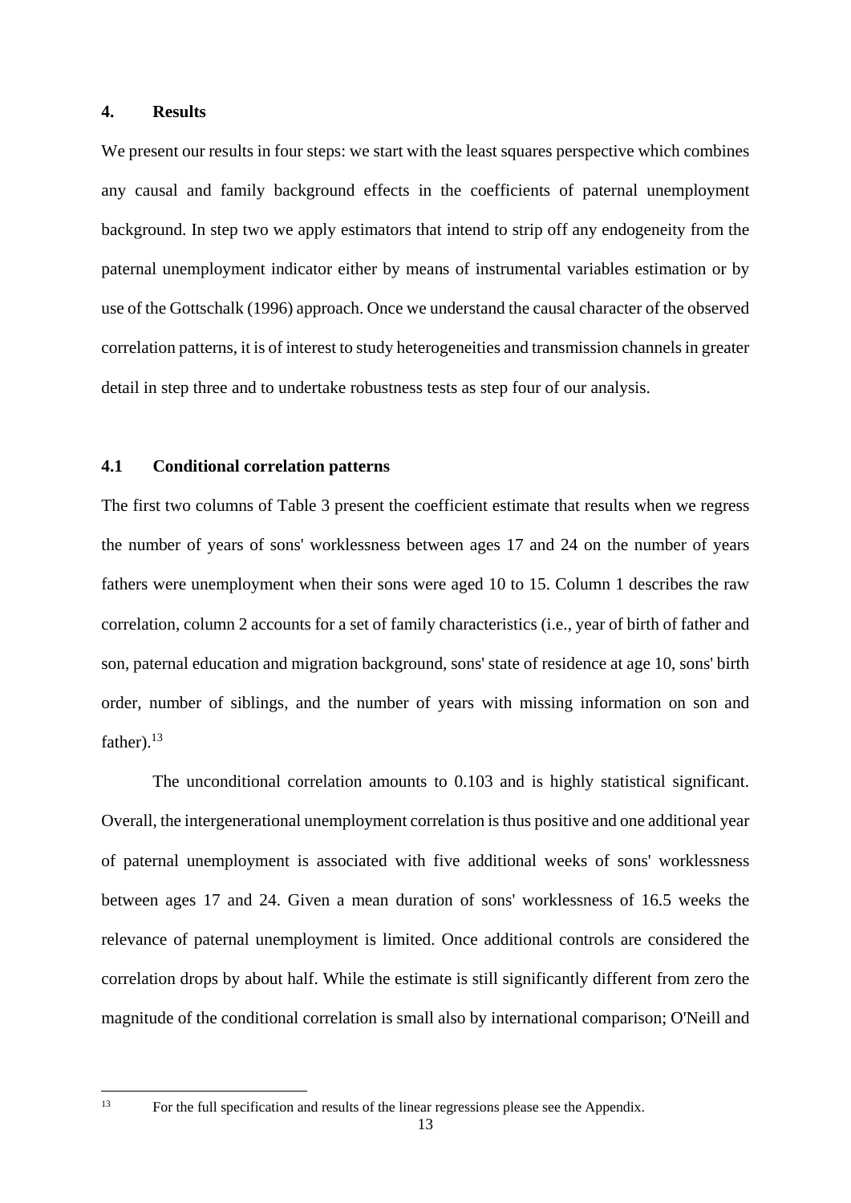## 4. Results

We present our results in four steps: we start with the least squares perspective which combines any causal and family background effects in the coefficients of paternal unemployment background. In step two we apply estimators that intend to strip off any endogeneity from the paternal unemployment indicator either by means of instrumental variables estimation or by use of the Gottschalk (1996) approach. Once we understand the causal character of the observed correlation patterns, it is of interest to study heterogeneities and transmission channels in greater detail in step three and to undertake robustness tests as step four of our analysis.

### 4.1 Conditional correlation patterns

The first two columns of Table 3 present the coefficient estimate that results when we regress the number of years of sons' worklessness between ages 17 and 24 on the number of years fathers were unemployment when their sons were aged 10 to 15. Column 1 describes the raw correlation, column 2 accounts for a set of family characteristics (i.e., year of birth of father and son, paternal education and migration background, sons' state of residence at age 10, sons' birth order, number of siblings, and the number of years with missing information on son and father).[13]

The unconditional correlation amounts to 0.103 and is highly statistical significant. Overall, the intergenerational unemployment correlation is thus positive and one additional year of paternal unemployment is associated with five additional weeks of sons' worklessness between ages 17 and 24. Given a mean duration of sons' worklessness of 16.5 weeks the relevance of paternal unemployment is limited. Once additional controls are considered the correlation drops by about half. While the estimate is still significantly different from zero the magnitude of the conditional correlation is small also by international comparison; O'Neill and

[13] For the full specification and results of the linear regressions please see the Appendix.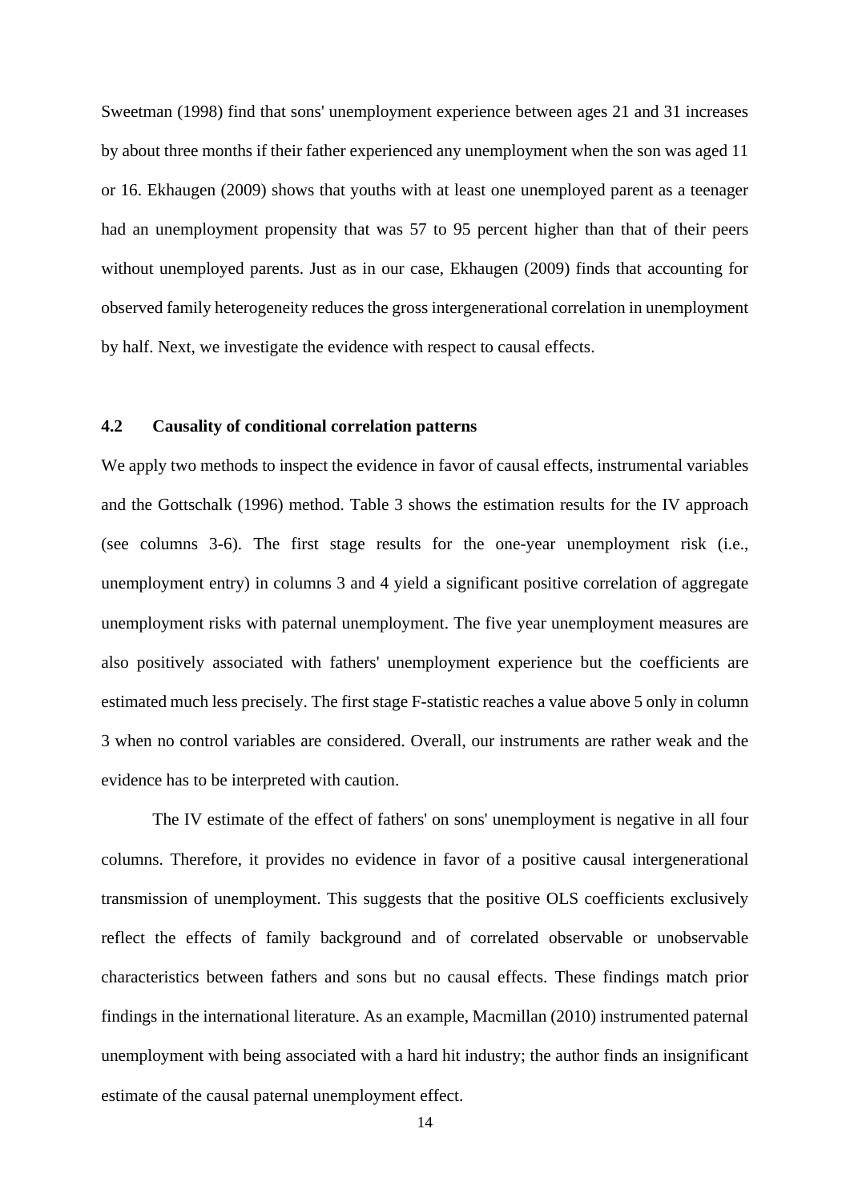Sweetman (1998) find that sons' unemployment experience between ages 21 and 31 increases by about three months if their father experienced any unemployment when the son was aged 11 or 16. Ekhaugen (2009) shows that youths with at least one unemployed parent as a teenager had an unemployment propensity that was 57 to 95 percent higher than that of their peers without unemployed parents. Just as in our case, Ekhaugen (2009) finds that accounting for observed family heterogeneity reduces the gross intergenerational correlation in unemployment by half. Next, we investigate the evidence with respect to causal effects.

### 4.2 Causality of conditional correlation patterns

We apply two methods to inspect the evidence in favor of causal effects, instrumental variables and the Gottschalk (1996) method. Table 3 shows the estimation results for the IV approach (see columns 3-6). The first stage results for the one-year unemployment risk (i.e., unemployment entry) in columns 3 and 4 yield a significant positive correlation of aggregate unemployment risks with paternal unemployment. The five year unemployment measures are also positively associated with fathers' unemployment experience but the coefficients are estimated much less precisely. The first stage F-statistic reaches a value above 5 only in column 3 when no control variables are considered. Overall, our instruments are rather weak and the evidence has to be interpreted with caution.

The IV estimate of the effect of fathers' on sons' unemployment is negative in all four columns. Therefore, it provides no evidence in favor of a positive causal intergenerational transmission of unemployment. This suggests that the positive OLS coefficients exclusively reflect the effects of family background and of correlated observable or unobservable characteristics between fathers and sons but no causal effects. These findings match prior findings in the international literature. As an example, Macmillan (2010) instrumented paternal unemployment with being associated with a hard hit industry; the author finds an insignificant estimate of the causal paternal unemployment effect.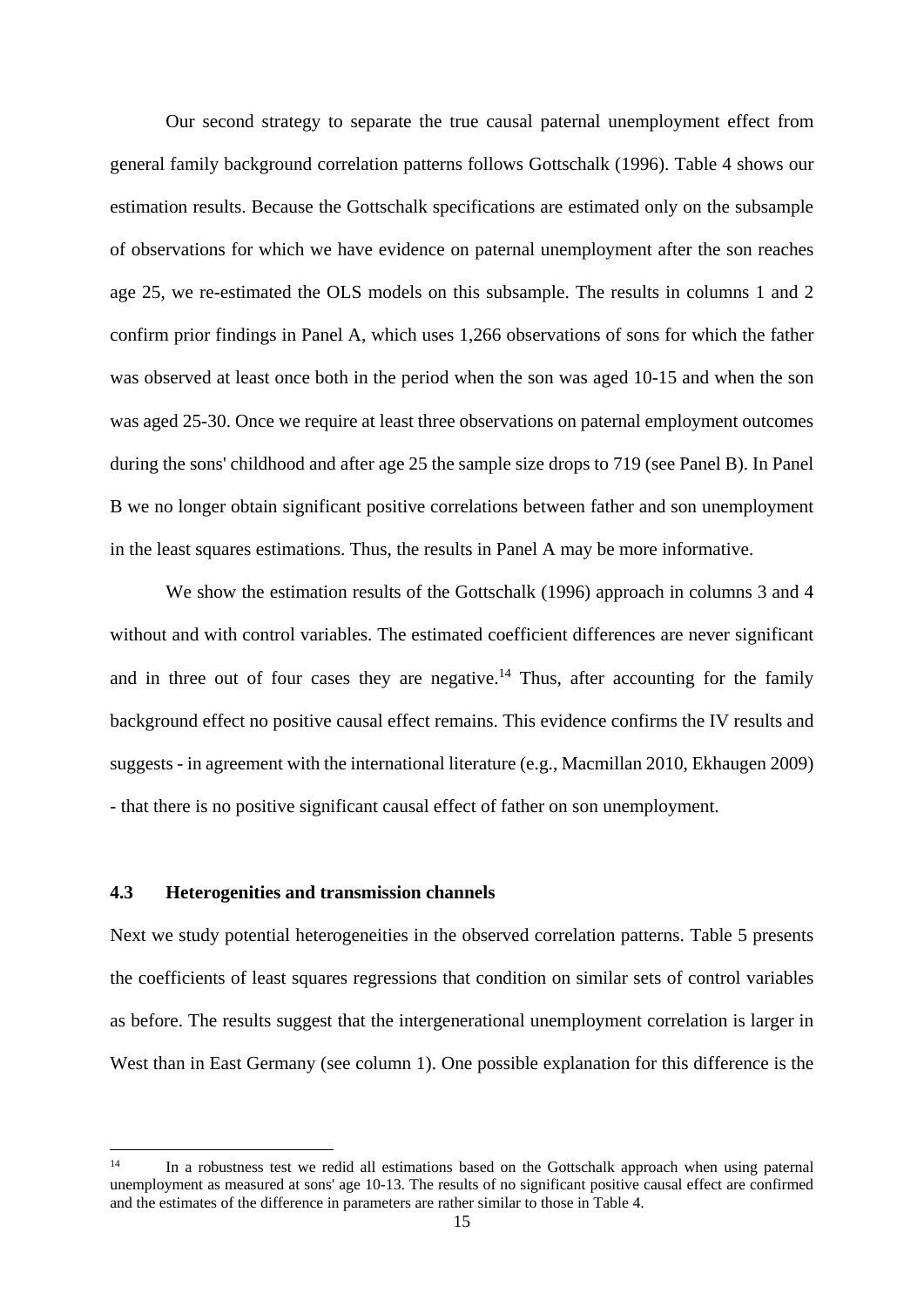Our second strategy to separate the true causal paternal unemployment effect from general family background correlation patterns follows Gottschalk (1996). Table 4 shows our estimation results. Because the Gottschalk specifications are estimated only on the subsample of observations for which we have evidence on paternal unemployment after the son reaches age 25, we re-estimated the OLS models on this subsample. The results in columns 1 and 2 confirm prior findings in Panel A, which uses 1,266 observations of sons for which the father was observed at least once both in the period when the son was aged 10-15 and when the son was aged 25-30. Once we require at least three observations on paternal employment outcomes during the sons' childhood and after age 25 the sample size drops to 719 (see Panel B). In Panel B we no longer obtain significant positive correlations between father and son unemployment in the least squares estimations. Thus, the results in Panel A may be more informative.

We show the estimation results of the Gottschalk (1996) approach in columns 3 and 4 without and with control variables. The estimated coefficient differences are never significant and in three out of four cases they are negative.[14] Thus, after accounting for the family background effect no positive causal effect remains. This evidence confirms the IV results and suggests - in agreement with the international literature (e.g., Macmillan 2010, Ekhaugen 2009) - that there is no positive significant causal effect of father on son unemployment.

### 4.3 Heterogenities and transmission channels

Next we study potential heterogeneities in the observed correlation patterns. Table 5 presents the coefficients of least squares regressions that condition on similar sets of control variables as before. The results suggest that the intergenerational unemployment correlation is larger in West than in East Germany (see column 1). One possible explanation for this difference is the

[14] In a robustness test we redid all estimations based on the Gottschalk approach when using paternal unemployment as measured at sons' age 10-13. The results of no significant positive causal effect are confirmed and the estimates of the difference in parameters are rather similar to those in Table 4.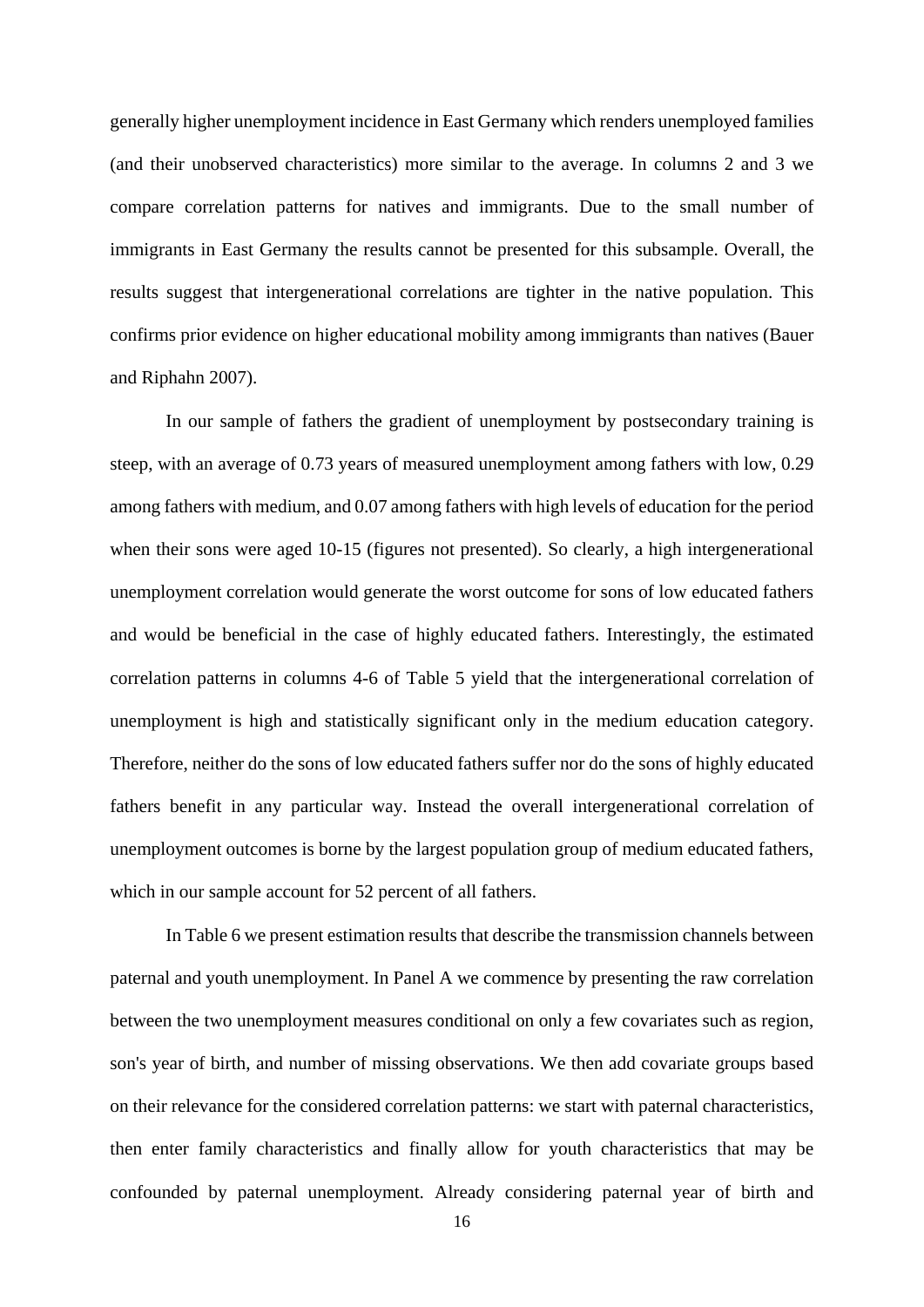generally higher unemployment incidence in East Germany which renders unemployed families (and their unobserved characteristics) more similar to the average. In columns 2 and 3 we compare correlation patterns for natives and immigrants. Due to the small number of immigrants in East Germany the results cannot be presented for this subsample. Overall, the results suggest that intergenerational correlations are tighter in the native population. This confirms prior evidence on higher educational mobility among immigrants than natives (Bauer and Riphahn 2007).

In our sample of fathers the gradient of unemployment by postsecondary training is steep, with an average of 0.73 years of measured unemployment among fathers with low, 0.29 among fathers with medium, and 0.07 among fathers with high levels of education for the period when their sons were aged 10-15 (figures not presented). So clearly, a high intergenerational unemployment correlation would generate the worst outcome for sons of low educated fathers and would be beneficial in the case of highly educated fathers. Interestingly, the estimated correlation patterns in columns 4-6 of Table 5 yield that the intergenerational correlation of unemployment is high and statistically significant only in the medium education category. Therefore, neither do the sons of low educated fathers suffer nor do the sons of highly educated fathers benefit in any particular way. Instead the overall intergenerational correlation of unemployment outcomes is borne by the largest population group of medium educated fathers, which in our sample account for 52 percent of all fathers.

In Table 6 we present estimation results that describe the transmission channels between paternal and youth unemployment. In Panel A we commence by presenting the raw correlation between the two unemployment measures conditional on only a few covariates such as region, son's year of birth, and number of missing observations. We then add covariate groups based on their relevance for the considered correlation patterns: we start with paternal characteristics, then enter family characteristics and finally allow for youth characteristics that may be confounded by paternal unemployment. Already considering paternal year of birth and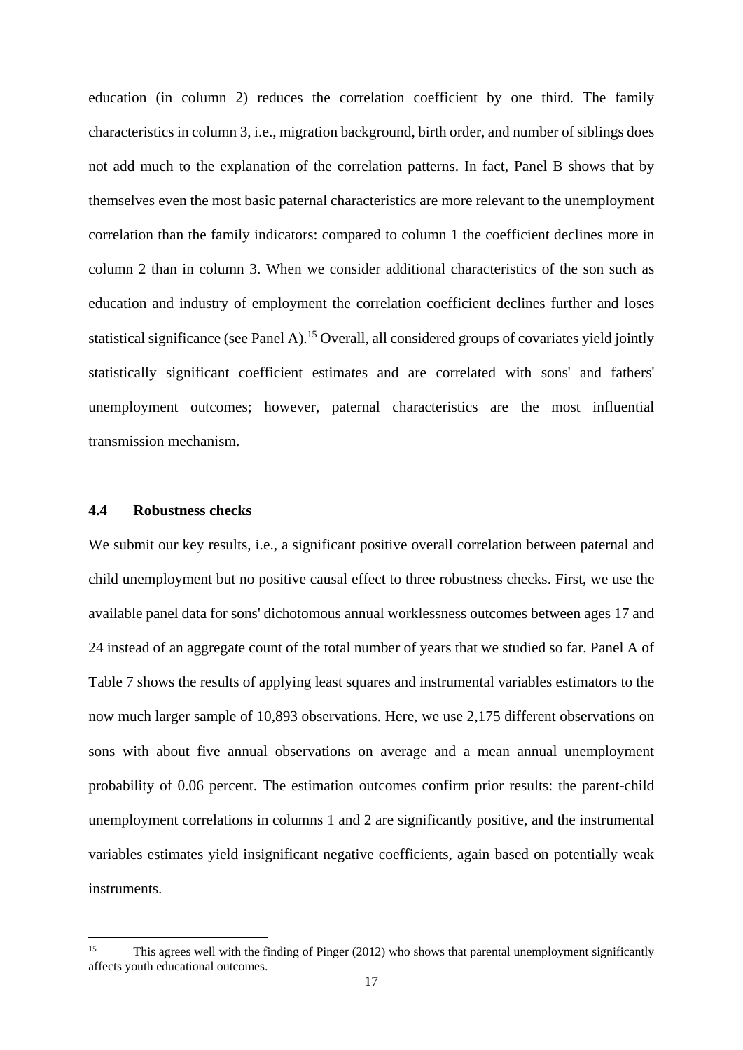education (in column 2) reduces the correlation coefficient by one third. The family characteristics in column 3, i.e., migration background, birth order, and number of siblings does not add much to the explanation of the correlation patterns. In fact, Panel B shows that by themselves even the most basic paternal characteristics are more relevant to the unemployment correlation than the family indicators: compared to column 1 the coefficient declines more in column 2 than in column 3. When we consider additional characteristics of the son such as education and industry of employment the correlation coefficient declines further and loses statistical significance (see Panel A).[15] Overall, all considered groups of covariates yield jointly statistically significant coefficient estimates and are correlated with sons' and fathers' unemployment outcomes; however, paternal characteristics are the most influential transmission mechanism.

### 4.4 Robustness checks

We submit our key results, i.e., a significant positive overall correlation between paternal and child unemployment but no positive causal effect to three robustness checks. First, we use the available panel data for sons' dichotomous annual worklessness outcomes between ages 17 and 24 instead of an aggregate count of the total number of years that we studied so far. Panel A of Table 7 shows the results of applying least squares and instrumental variables estimators to the now much larger sample of 10,893 observations. Here, we use 2,175 different observations on sons with about five annual observations on average and a mean annual unemployment probability of 0.06 percent. The estimation outcomes confirm prior results: the parent-child unemployment correlations in columns 1 and 2 are significantly positive, and the instrumental variables estimates yield insignificant negative coefficients, again based on potentially weak instruments.

---

[15] This agrees well with the finding of Pinger (2012) who shows that parental unemployment significantly affects youth educational outcomes.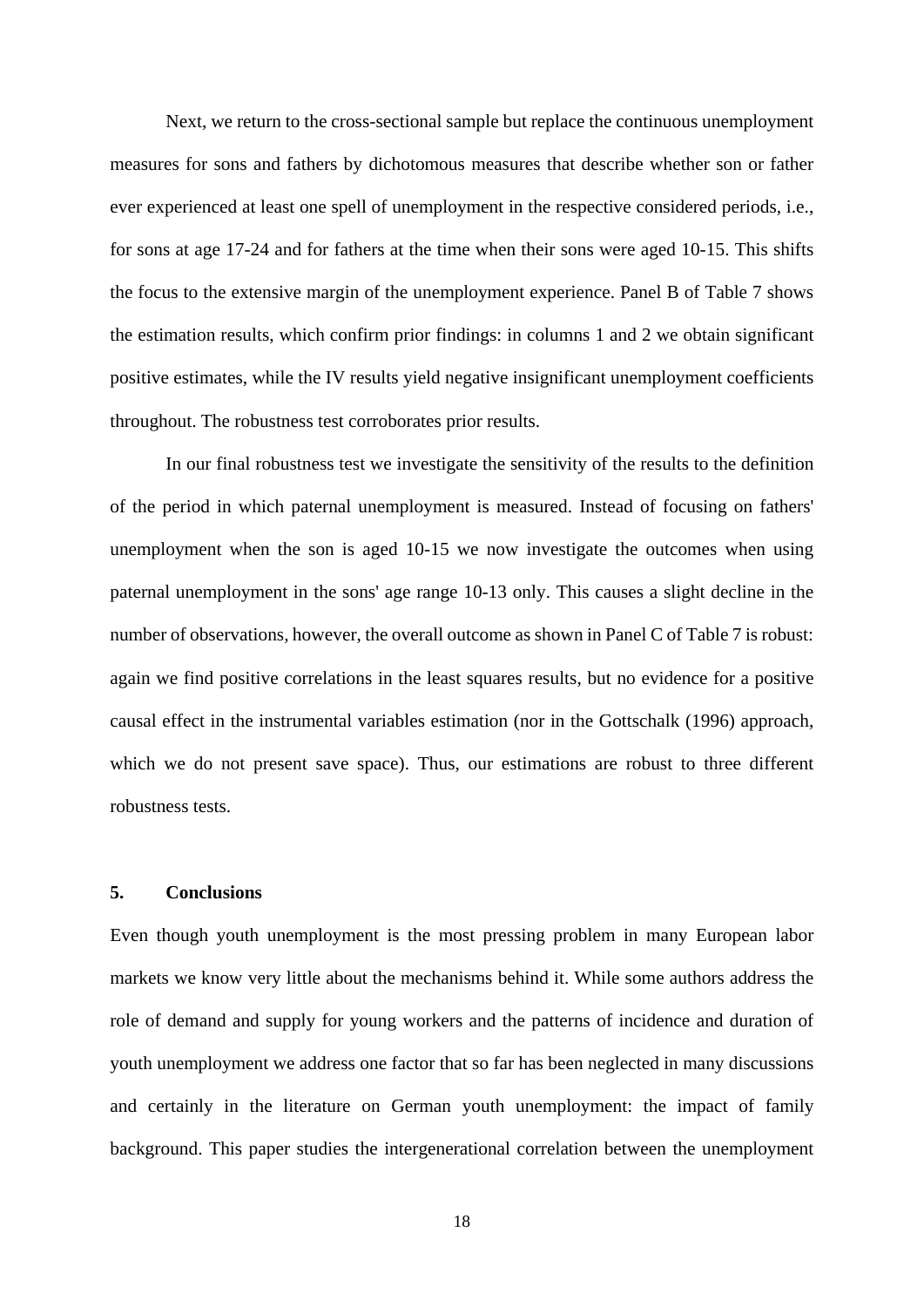Next, we return to the cross-sectional sample but replace the continuous unemployment measures for sons and fathers by dichotomous measures that describe whether son or father ever experienced at least one spell of unemployment in the respective considered periods, i.e., for sons at age 17-24 and for fathers at the time when their sons were aged 10-15. This shifts the focus to the extensive margin of the unemployment experience. Panel B of Table 7 shows the estimation results, which confirm prior findings: in columns 1 and 2 we obtain significant positive estimates, while the IV results yield negative insignificant unemployment coefficients throughout. The robustness test corroborates prior results.

In our final robustness test we investigate the sensitivity of the results to the definition of the period in which paternal unemployment is measured. Instead of focusing on fathers' unemployment when the son is aged 10-15 we now investigate the outcomes when using paternal unemployment in the sons' age range 10-13 only. This causes a slight decline in the number of observations, however, the overall outcome as shown in Panel C of Table 7 is robust: again we find positive correlations in the least squares results, but no evidence for a positive causal effect in the instrumental variables estimation (nor in the Gottschalk (1996) approach, which we do not present save space). Thus, our estimations are robust to three different robustness tests.

## 5. Conclusions

Even though youth unemployment is the most pressing problem in many European labor markets we know very little about the mechanisms behind it. While some authors address the role of demand and supply for young workers and the patterns of incidence and duration of youth unemployment we address one factor that so far has been neglected in many discussions and certainly in the literature on German youth unemployment: the impact of family background. This paper studies the intergenerational correlation between the unemployment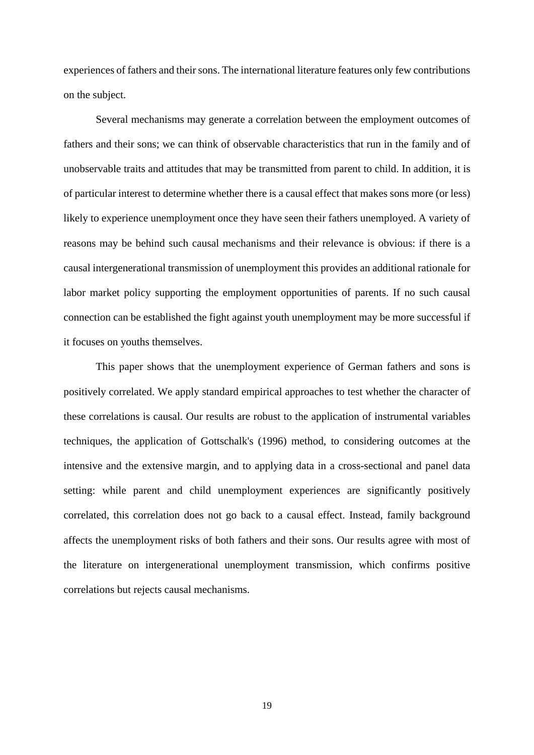experiences of fathers and their sons. The international literature features only few contributions on the subject.

Several mechanisms may generate a correlation between the employment outcomes of fathers and their sons; we can think of observable characteristics that run in the family and of unobservable traits and attitudes that may be transmitted from parent to child. In addition, it is of particular interest to determine whether there is a causal effect that makes sons more (or less) likely to experience unemployment once they have seen their fathers unemployed. A variety of reasons may be behind such causal mechanisms and their relevance is obvious: if there is a causal intergenerational transmission of unemployment this provides an additional rationale for labor market policy supporting the employment opportunities of parents. If no such causal connection can be established the fight against youth unemployment may be more successful if it focuses on youths themselves.

This paper shows that the unemployment experience of German fathers and sons is positively correlated. We apply standard empirical approaches to test whether the character of these correlations is causal. Our results are robust to the application of instrumental variables techniques, the application of Gottschalk's (1996) method, to considering outcomes at the intensive and the extensive margin, and to applying data in a cross-sectional and panel data setting: while parent and child unemployment experiences are significantly positively correlated, this correlation does not go back to a causal effect. Instead, family background affects the unemployment risks of both fathers and their sons. Our results agree with most of the literature on intergenerational unemployment transmission, which confirms positive correlations but rejects causal mechanisms.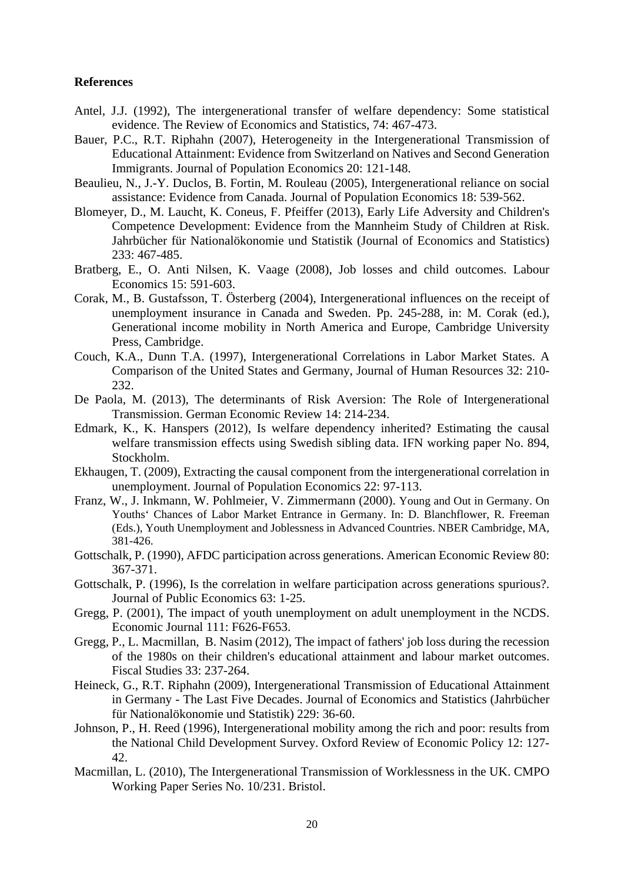**References**

Antel, J.J. (1992), The intergenerational transfer of welfare dependency: Some statistical evidence. The Review of Economics and Statistics, 74: 467-473.

Bauer, P.C., R.T. Riphahn (2007), Heterogeneity in the Intergenerational Transmission of Educational Attainment: Evidence from Switzerland on Natives and Second Generation Immigrants. Journal of Population Economics 20: 121-148.

Beaulieu, N., J.-Y. Duclos, B. Fortin, M. Rouleau (2005), Intergenerational reliance on social assistance: Evidence from Canada. Journal of Population Economics 18: 539-562.

Blomeyer, D., M. Laucht, K. Coneus, F. Pfeiffer (2013), Early Life Adversity and Children's Competence Development: Evidence from the Mannheim Study of Children at Risk. Jahrbücher für Nationalökonomie und Statistik (Journal of Economics and Statistics) 233: 467-485.

Bratberg, E., O. Anti Nilsen, K. Vaage (2008), Job losses and child outcomes. Labour Economics 15: 591-603.

Corak, M., B. Gustafsson, T. Österberg (2004), Intergenerational influences on the receipt of unemployment insurance in Canada and Sweden. Pp. 245-288, in: M. Corak (ed.), Generational income mobility in North America and Europe, Cambridge University Press, Cambridge.

Couch, K.A., Dunn T.A. (1997), Intergenerational Correlations in Labor Market States. A Comparison of the United States and Germany, Journal of Human Resources 32: 210-232.

De Paola, M. (2013), The determinants of Risk Aversion: The Role of Intergenerational Transmission. German Economic Review 14: 214-234.

Edmark, K., K. Hanspers (2012), Is welfare dependency inherited? Estimating the causal welfare transmission effects using Swedish sibling data. IFN working paper No. 894, Stockholm.

Ekhaugen, T. (2009), Extracting the causal component from the intergenerational correlation in unemployment. Journal of Population Economics 22: 97-113.

Franz, W., J. Inkmann, W. Pohlmeier, V. Zimmermann (2000). Young and Out in Germany. On Youths' Chances of Labor Market Entrance in Germany. In: D. Blanchflower, R. Freeman (Eds.), Youth Unemployment and Joblessness in Advanced Countries. NBER Cambridge, MA, 381-426.

Gottschalk, P. (1990), AFDC participation across generations. American Economic Review 80: 367-371.

Gottschalk, P. (1996), Is the correlation in welfare participation across generations spurious?. Journal of Public Economics 63: 1-25.

Gregg, P. (2001), The impact of youth unemployment on adult unemployment in the NCDS. Economic Journal 111: F626-F653.

Gregg, P., L. Macmillan, B. Nasim (2012), The impact of fathers' job loss during the recession of the 1980s on their children's educational attainment and labour market outcomes. Fiscal Studies 33: 237-264.

Heineck, G., R.T. Riphahn (2009), Intergenerational Transmission of Educational Attainment in Germany - The Last Five Decades. Journal of Economics and Statistics (Jahrbücher für Nationalökonomie und Statistik) 229: 36-60.

Johnson, P., H. Reed (1996), Intergenerational mobility among the rich and poor: results from the National Child Development Survey. Oxford Review of Economic Policy 12: 127-42.

Macmillan, L. (2010), The Intergenerational Transmission of Worklessness in the UK. CMPO Working Paper Series No. 10/231. Bristol.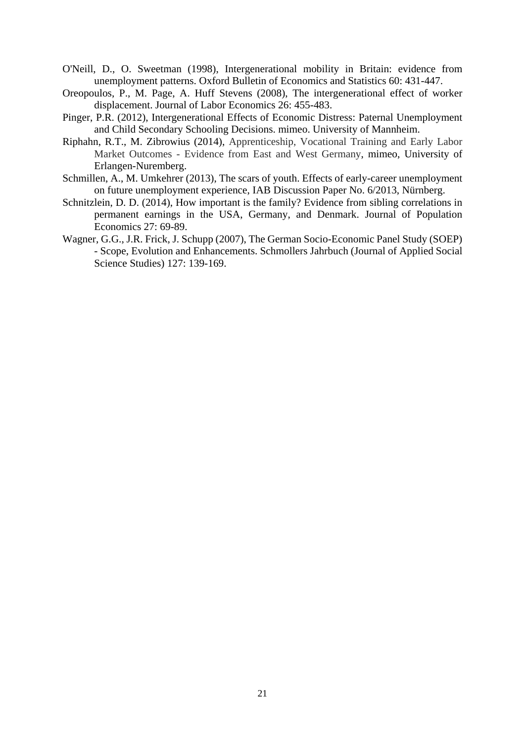O'Neill, D., O. Sweetman (1998), Intergenerational mobility in Britain: evidence from unemployment patterns. Oxford Bulletin of Economics and Statistics 60: 431-447.

Oreopoulos, P., M. Page, A. Huff Stevens (2008), The intergenerational effect of worker displacement. Journal of Labor Economics 26: 455-483.

Pinger, P.R. (2012), Intergenerational Effects of Economic Distress: Paternal Unemployment and Child Secondary Schooling Decisions. mimeo. University of Mannheim.

Riphahn, R.T., M. Zibrowius (2014), Apprenticeship, Vocational Training and Early Labor Market Outcomes - Evidence from East and West Germany, mimeo, University of Erlangen-Nuremberg.

Schmillen, A., M. Umkehrer (2013), The scars of youth. Effects of early-career unemployment on future unemployment experience, IAB Discussion Paper No. 6/2013, Nürnberg.

Schnitzlein, D. D. (2014), How important is the family? Evidence from sibling correlations in permanent earnings in the USA, Germany, and Denmark. Journal of Population Economics 27: 69-89.

Wagner, G.G., J.R. Frick, J. Schupp (2007), The German Socio-Economic Panel Study (SOEP) - Scope, Evolution and Enhancements. Schmollers Jahrbuch (Journal of Applied Social Science Studies) 127: 139-169.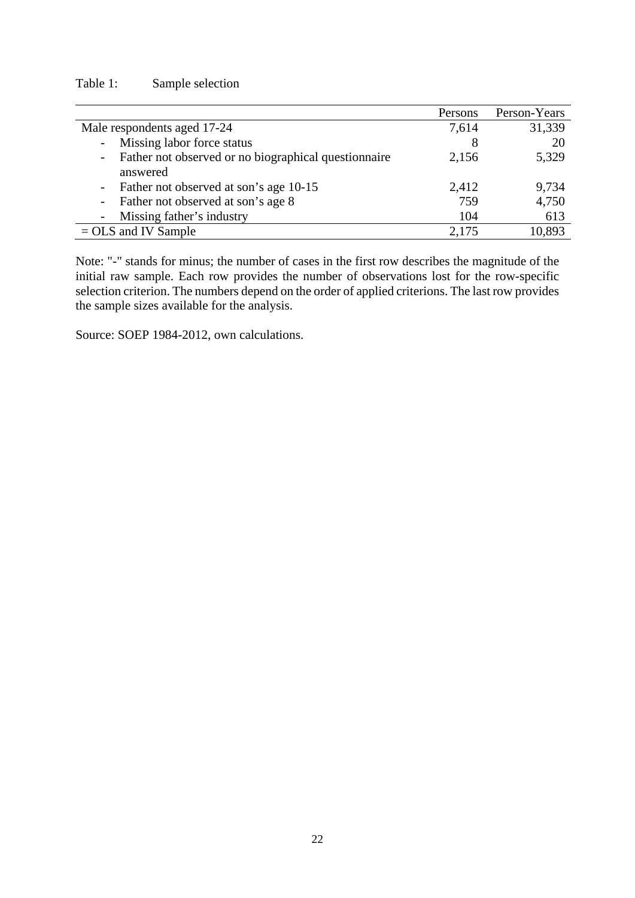Table 1: Sample selection

| | Persons | Person-Years |
|---|---|---|
| Male respondents aged 17-24 | 7,614 | 31,339 |
| - Missing labor force status | 8 | 20 |
| - Father not observed or no biographical questionnaire answered | 2,156 | 5,329 |
| - Father not observed at son's age 10-15 | 2,412 | 9,734 |
| - Father not observed at son's age 8 | 759 | 4,750 |
| - Missing father's industry | 104 | 613 |
| = OLS and IV Sample | 2,175 | 10,893 |

Note: "-" stands for minus; the number of cases in the first row describes the magnitude of the initial raw sample. Each row provides the number of observations lost for the row-specific selection criterion. The numbers depend on the order of applied criterions. The last row provides the sample sizes available for the analysis.

Source: SOEP 1984-2012, own calculations.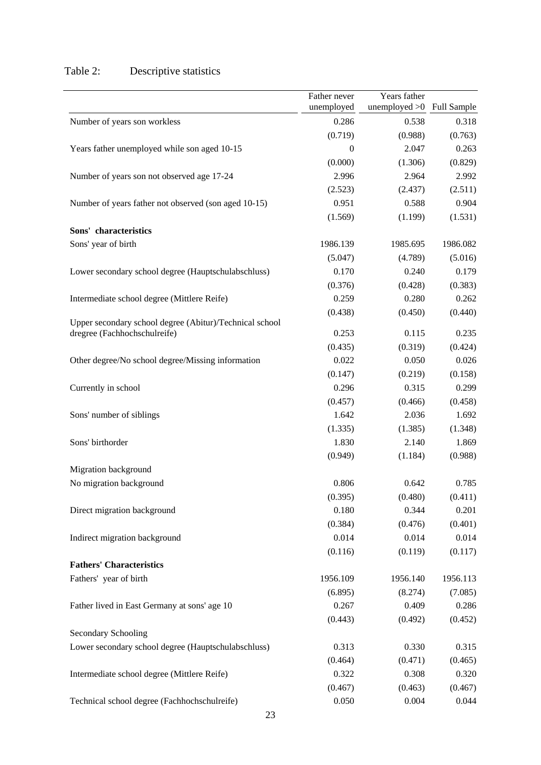Table 2: Descriptive statistics

| | Father never unemployed | Years father unemployed >0 | Full Sample |
|---|---|---|---|
| Number of years son workless | 0.286 | 0.538 | 0.318 |
| | (0.719) | (0.988) | (0.763) |
| Years father unemployed while son aged 10-15 | 0 | 2.047 | 0.263 |
| | (0.000) | (1.306) | (0.829) |
| Number of years son not observed age 17-24 | 2.996 | 2.964 | 2.992 |
| | (2.523) | (2.437) | (2.511) |
| Number of years father not observed (son aged 10-15) | 0.951 | 0.588 | 0.904 |
| | (1.569) | (1.199) | (1.531) |
| **Sons' characteristics** | | | |
| Sons' year of birth | 1986.139 | 1985.695 | 1986.082 |
| | (5.047) | (4.789) | (5.016) |
| Lower secondary school degree (Hauptschulabschluss) | 0.170 | 0.240 | 0.179 |
| | (0.376) | (0.428) | (0.383) |
| Intermediate school degree (Mittlere Reife) | 0.259 | 0.280 | 0.262 |
| | (0.438) | (0.450) | (0.440) |
| Upper secondary school degree (Abitur)/Technical school dregree (Fachhochschulreife) | 0.253 | 0.115 | 0.235 |
| | (0.435) | (0.319) | (0.424) |
| Other degree/No school degree/Missing information | 0.022 | 0.050 | 0.026 |
| | (0.147) | (0.219) | (0.158) |
| Currently in school | 0.296 | 0.315 | 0.299 |
| | (0.457) | (0.466) | (0.458) |
| Sons' number of siblings | 1.642 | 2.036 | 1.692 |
| | (1.335) | (1.385) | (1.348) |
| Sons' birthorder | 1.830 | 2.140 | 1.869 |
| | (0.949) | (1.184) | (0.988) |
| Migration background | | | |
| No migration background | 0.806 | 0.642 | 0.785 |
| | (0.395) | (0.480) | (0.411) |
| Direct migration background | 0.180 | 0.344 | 0.201 |
| | (0.384) | (0.476) | (0.401) |
| Indirect migration background | 0.014 | 0.014 | 0.014 |
| | (0.116) | (0.119) | (0.117) |
| **Fathers' Characteristics** | | | |
| Fathers' year of birth | 1956.109 | 1956.140 | 1956.113 |
| | (6.895) | (8.274) | (7.085) |
| Father lived in East Germany at sons' age 10 | 0.267 | 0.409 | 0.286 |
| | (0.443) | (0.492) | (0.452) |
| Secondary Schooling | | | |
| Lower secondary school degree (Hauptschulabschluss) | 0.313 | 0.330 | 0.315 |
| | (0.464) | (0.471) | (0.465) |
| Intermediate school degree (Mittlere Reife) | 0.322 | 0.308 | 0.320 |
| | (0.467) | (0.463) | (0.467) |
| Technical school degree (Fachhochschulreife) | 0.050 | 0.004 | 0.044 |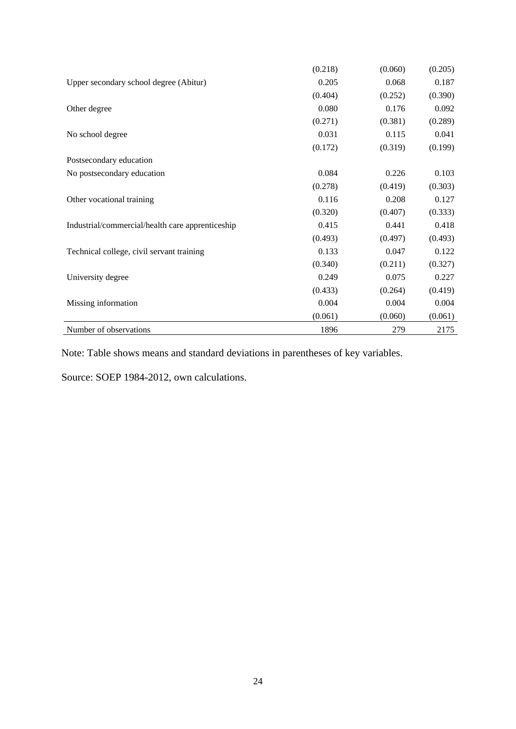| | | | |
|---|---|---|---|
| | (0.218) | (0.060) | (0.205) |
| Upper secondary school degree (Abitur) | 0.205 | 0.068 | 0.187 |
| | (0.404) | (0.252) | (0.390) |
| Other degree | 0.080 | 0.176 | 0.092 |
| | (0.271) | (0.381) | (0.289) |
| No school degree | 0.031 | 0.115 | 0.041 |
| | (0.172) | (0.319) | (0.199) |
| Postsecondary education | | | |
| No postsecondary education | 0.084 | 0.226 | 0.103 |
| | (0.278) | (0.419) | (0.303) |
| Other vocational training | 0.116 | 0.208 | 0.127 |
| | (0.320) | (0.407) | (0.333) |
| Industrial/commercial/health care apprenticeship | 0.415 | 0.441 | 0.418 |
| | (0.493) | (0.497) | (0.493) |
| Technical college, civil servant training | 0.133 | 0.047 | 0.122 |
| | (0.340) | (0.211) | (0.327) |
| University degree | 0.249 | 0.075 | 0.227 |
| | (0.433) | (0.264) | (0.419) |
| Missing information | 0.004 | 0.004 | 0.004 |
| | (0.061) | (0.060) | (0.061) |
| Number of observations | 1896 | 279 | 2175 |

Note: Table shows means and standard deviations in parentheses of key variables.

Source: SOEP 1984-2012, own calculations.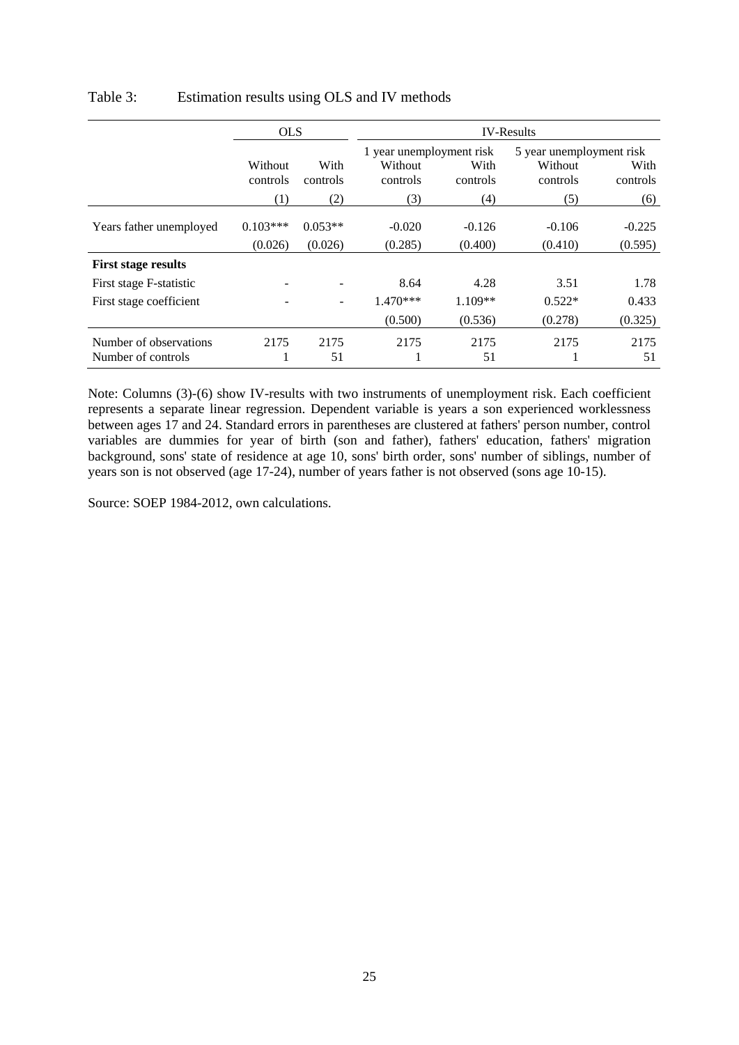Table 3: Estimation results using OLS and IV methods

| | OLS | | IV-Results | | | |
|---|---|---|---|---|---|---|
| | | | 1 year unemployment risk | | 5 year unemployment risk | |
| | Without controls | With controls | Without controls | With controls | Without controls | With controls |
| | (1) | (2) | (3) | (4) | (5) | (6) |
| Years father unemployed | 0.103*** | 0.053** | -0.020 | -0.126 | -0.106 | -0.225 |
| | (0.026) | (0.026) | (0.285) | (0.400) | (0.410) | (0.595) |
| **First stage results** | | | | | | |
| First stage F-statistic | - | - | 8.64 | 4.28 | 3.51 | 1.78 |
| First stage coefficient | - | - | 1.470*** | 1.109** | 0.522* | 0.433 |
| | | | (0.500) | (0.536) | (0.278) | (0.325) |
| Number of observations | 2175 | 2175 | 2175 | 2175 | 2175 | 2175 |
| Number of controls | 1 | 51 | 1 | 51 | 1 | 51 |

Note: Columns (3)-(6) show IV-results with two instruments of unemployment risk. Each coefficient represents a separate linear regression. Dependent variable is years a son experienced worklessness between ages 17 and 24. Standard errors in parentheses are clustered at fathers' person number, control variables are dummies for year of birth (son and father), fathers' education, fathers' migration background, sons' state of residence at age 10, sons' birth order, sons' number of siblings, number of years son is not observed (age 17-24), number of years father is not observed (sons age 10-15).

Source: SOEP 1984-2012, own calculations.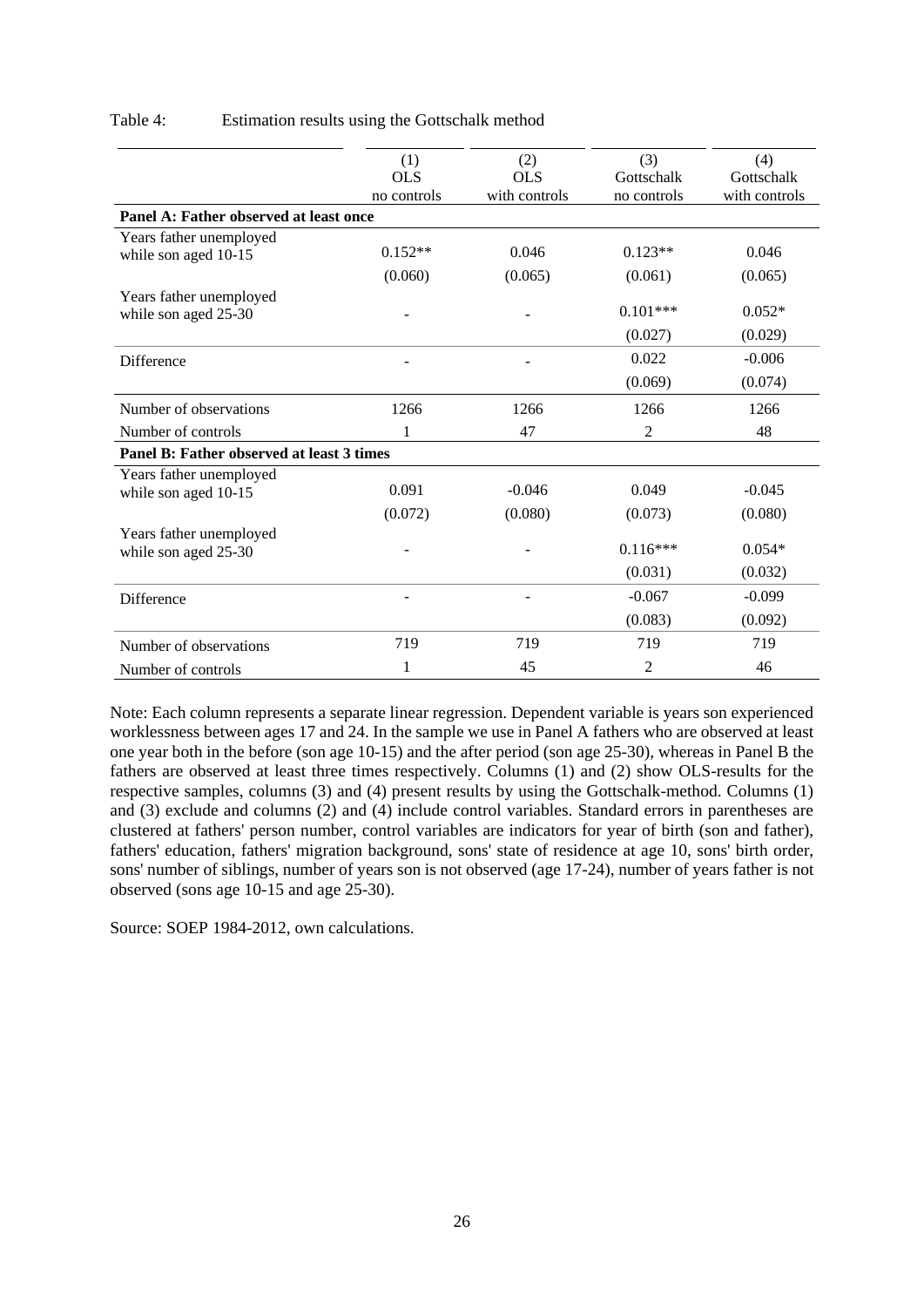Table 4: Estimation results using the Gottschalk method

| | (1) OLS no controls | (2) OLS with controls | (3) Gottschalk no controls | (4) Gottschalk with controls |
|---|---|---|---|---|
| **Panel A: Father observed at least once** | | | | |
| Years father unemployed while son aged 10-15 | 0.152** | 0.046 | 0.123** | 0.046 |
| | (0.060) | (0.065) | (0.061) | (0.065) |
| Years father unemployed while son aged 25-30 | - | - | 0.101*** | 0.052* |
| | | | (0.027) | (0.029) |
| Difference | - | - | 0.022 | -0.006 |
| | | | (0.069) | (0.074) |
| Number of observations | 1266 | 1266 | 1266 | 1266 |
| Number of controls | 1 | 47 | 2 | 48 |
| **Panel B: Father observed at least 3 times** | | | | |
| Years father unemployed while son aged 10-15 | 0.091 | -0.046 | 0.049 | -0.045 |
| | (0.072) | (0.080) | (0.073) | (0.080) |
| Years father unemployed while son aged 25-30 | - | - | 0.116*** | 0.054* |
| | | | (0.031) | (0.032) |
| Difference | - | - | -0.067 | -0.099 |
| | | | (0.083) | (0.092) |
| Number of observations | 719 | 719 | 719 | 719 |
| Number of controls | 1 | 45 | 2 | 46 |

Note: Each column represents a separate linear regression. Dependent variable is years son experienced worklessness between ages 17 and 24. In the sample we use in Panel A fathers who are observed at least one year both in the before (son age 10-15) and the after period (son age 25-30), whereas in Panel B the fathers are observed at least three times respectively. Columns (1) and (2) show OLS-results for the respective samples, columns (3) and (4) present results by using the Gottschalk-method. Columns (1) and (3) exclude and columns (2) and (4) include control variables. Standard errors in parentheses are clustered at fathers' person number, control variables are indicators for year of birth (son and father), fathers' education, fathers' migration background, sons' state of residence at age 10, sons' birth order, sons' number of siblings, number of years son is not observed (age 17-24), number of years father is not observed (sons age 10-15 and age 25-30).

Source: SOEP 1984-2012, own calculations.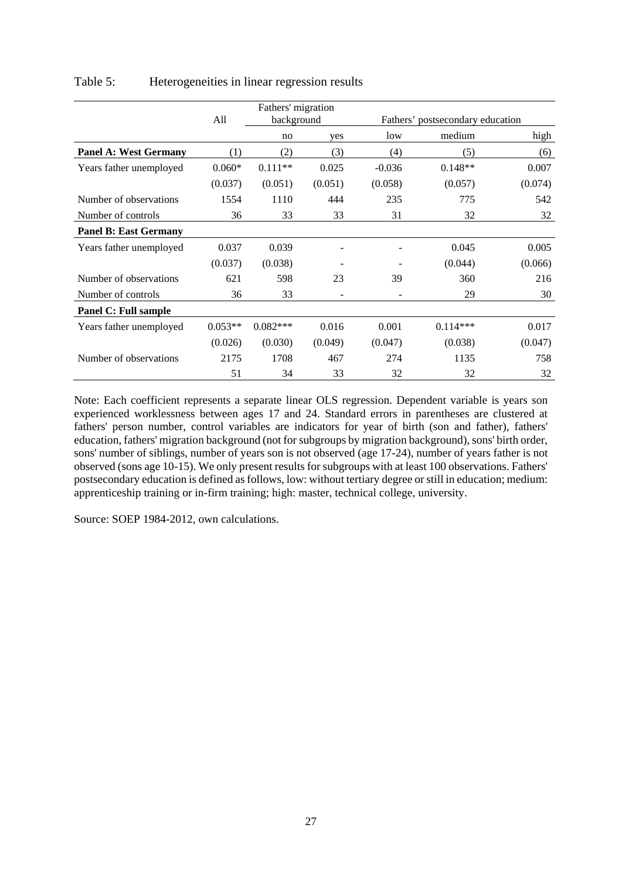Table 5: Heterogeneities in linear regression results

| | All | Fathers' migration background | | Fathers' postsecondary education | | |
|---|---|---|---|---|---|---|
| | | no | yes | low | medium | high |
| **Panel A: West Germany** | (1) | (2) | (3) | (4) | (5) | (6) |
| Years father unemployed | 0.060* | 0.111** | 0.025 | -0.036 | 0.148** | 0.007 |
| | (0.037) | (0.051) | (0.051) | (0.058) | (0.057) | (0.074) |
| Number of observations | 1554 | 1110 | 444 | 235 | 775 | 542 |
| Number of controls | 36 | 33 | 33 | 31 | 32 | 32 |
| **Panel B: East Germany** | | | | | | |
| Years father unemployed | 0.037 | 0.039 | - | - | 0.045 | 0.005 |
| | (0.037) | (0.038) | - | - | (0.044) | (0.066) |
| Number of observations | 621 | 598 | 23 | 39 | 360 | 216 |
| Number of controls | 36 | 33 | - | - | 29 | 30 |
| **Panel C: Full sample** | | | | | | |
| Years father unemployed | 0.053** | 0.082*** | 0.016 | 0.001 | 0.114*** | 0.017 |
| | (0.026) | (0.030) | (0.049) | (0.047) | (0.038) | (0.047) |
| Number of observations | 2175 | 1708 | 467 | 274 | 1135 | 758 |
| | 51 | 34 | 33 | 32 | 32 | 32 |

Note: Each coefficient represents a separate linear OLS regression. Dependent variable is years son experienced worklessness between ages 17 and 24. Standard errors in parentheses are clustered at fathers' person number, control variables are indicators for year of birth (son and father), fathers' education, fathers' migration background (not for subgroups by migration background), sons' birth order, sons' number of siblings, number of years son is not observed (age 17-24), number of years father is not observed (sons age 10-15). We only present results for subgroups with at least 100 observations. Fathers' postsecondary education is defined as follows, low: without tertiary degree or still in education; medium: apprenticeship training or in-firm training; high: master, technical college, university.

Source: SOEP 1984-2012, own calculations.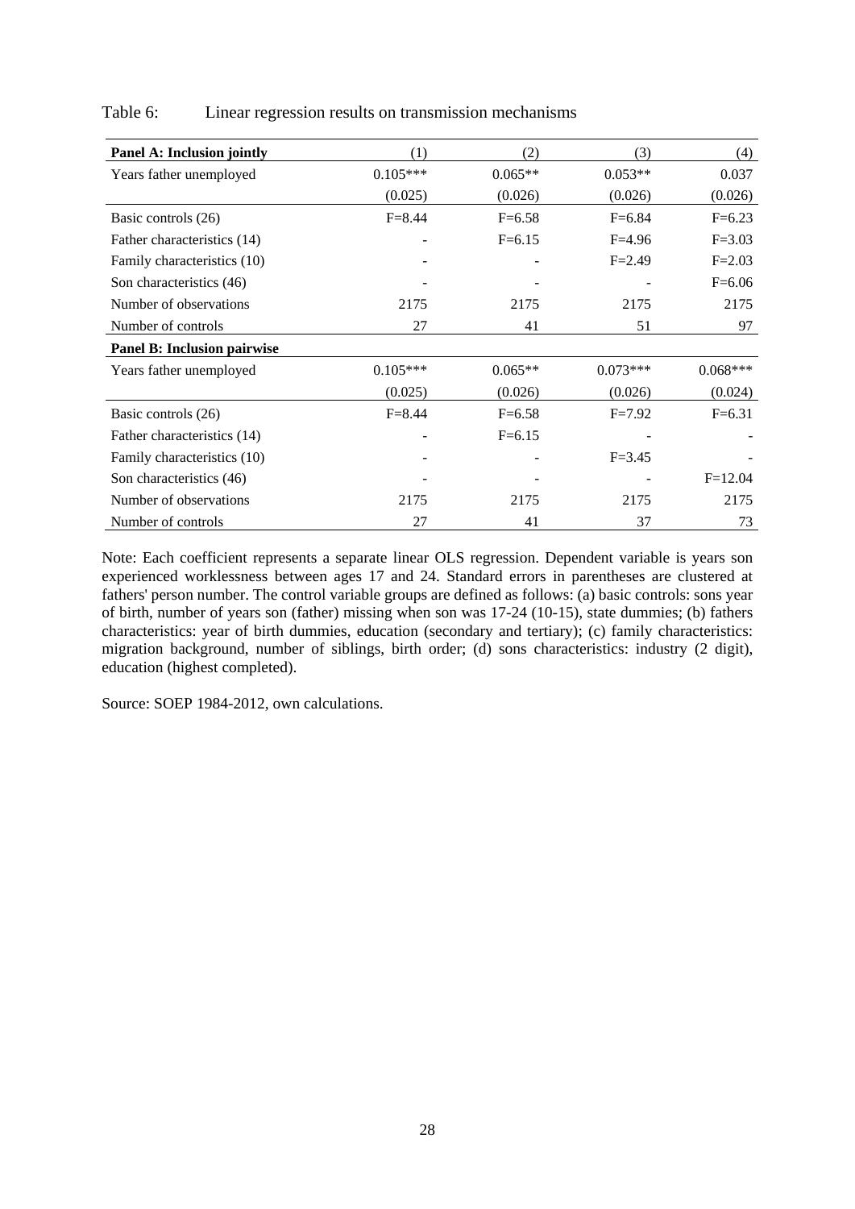Table 6: Linear regression results on transmission mechanisms

| **Panel A: Inclusion jointly** | (1) | (2) | (3) | (4) |
|---|---|---|---|---|
| Years father unemployed | 0.105*** | 0.065** | 0.053** | 0.037 |
| | (0.025) | (0.026) | (0.026) | (0.026) |
| Basic controls (26) | F=8.44 | F=6.58 | F=6.84 | F=6.23 |
| Father characteristics (14) | - | F=6.15 | F=4.96 | F=3.03 |
| Family characteristics (10) | - | - | F=2.49 | F=2.03 |
| Son characteristics (46) | - | - | - | F=6.06 |
| Number of observations | 2175 | 2175 | 2175 | 2175 |
| Number of controls | 27 | 41 | 51 | 97 |
| **Panel B: Inclusion pairwise** | | | | |
| Years father unemployed | 0.105*** | 0.065** | 0.073*** | 0.068*** |
| | (0.025) | (0.026) | (0.026) | (0.024) |
| Basic controls (26) | F=8.44 | F=6.58 | F=7.92 | F=6.31 |
| Father characteristics (14) | - | F=6.15 | - | - |
| Family characteristics (10) | - | - | F=3.45 | - |
| Son characteristics (46) | - | - | - | F=12.04 |
| Number of observations | 2175 | 2175 | 2175 | 2175 |
| Number of controls | 27 | 41 | 37 | 73 |

Note: Each coefficient represents a separate linear OLS regression. Dependent variable is years son experienced worklessness between ages 17 and 24. Standard errors in parentheses are clustered at fathers' person number. The control variable groups are defined as follows: (a) basic controls: sons year of birth, number of years son (father) missing when son was 17-24 (10-15), state dummies; (b) fathers characteristics: year of birth dummies, education (secondary and tertiary); (c) family characteristics: migration background, number of siblings, birth order; (d) sons characteristics: industry (2 digit), education (highest completed).

Source: SOEP 1984-2012, own calculations.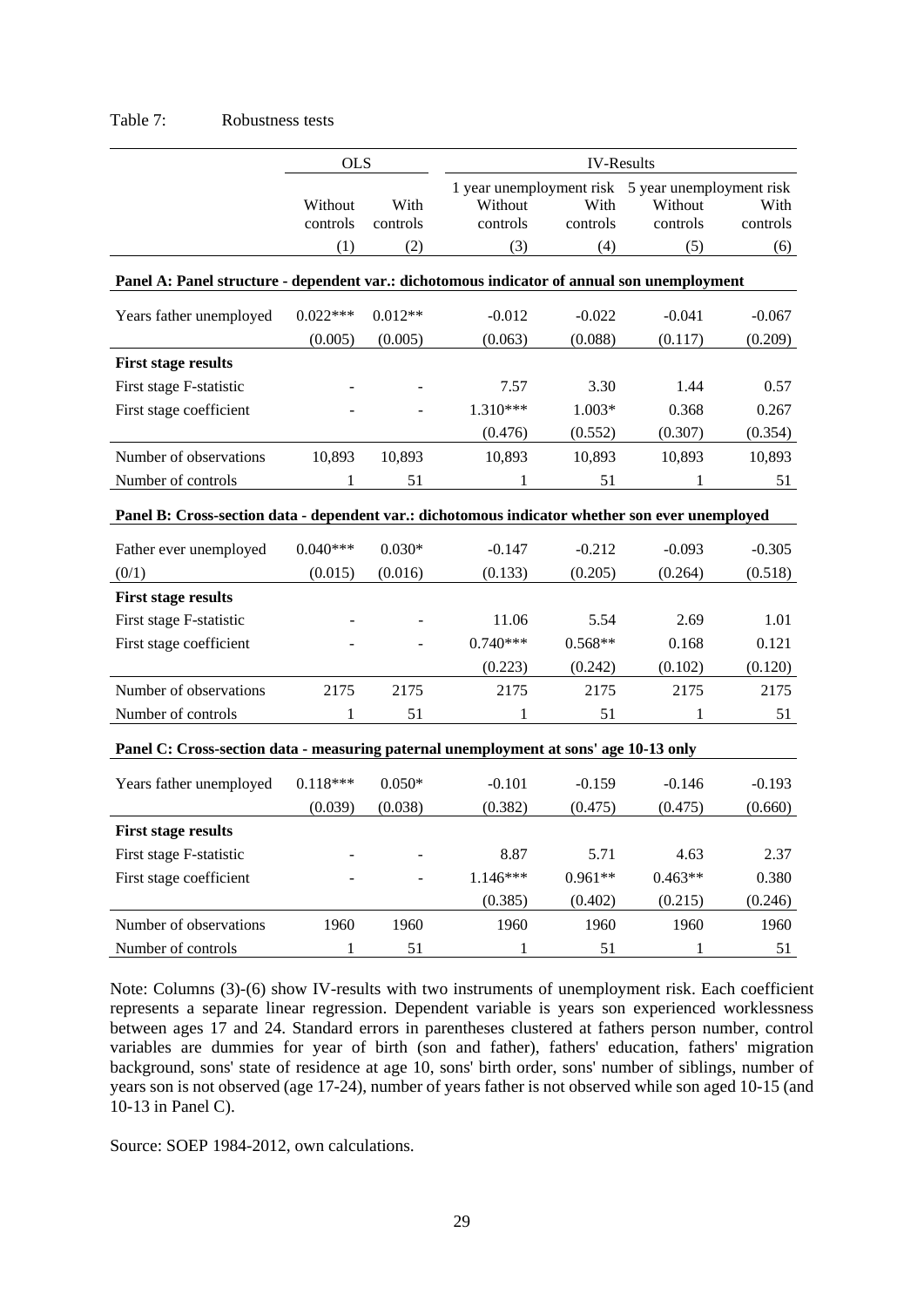Table 7: Robustness tests

| | OLS | | IV-Results | | | |
|---|---|---|---|---|---|---|
| | | | 1 year unemployment risk | | 5 year unemployment risk | |
| | Without controls | With controls | Without controls | With controls | Without controls | With controls |
| | (1) | (2) | (3) | (4) | (5) | (6) |
| **Panel A: Panel structure - dependent var.: dichotomous indicator of annual son unemployment** | | | | | | |
| Years father unemployed | 0.022*** | 0.012** | -0.012 | -0.022 | -0.041 | -0.067 |
| | (0.005) | (0.005) | (0.063) | (0.088) | (0.117) | (0.209) |
| **First stage results** | | | | | | |
| First stage F-statistic | - | - | 7.57 | 3.30 | 1.44 | 0.57 |
| First stage coefficient | - | - | 1.310*** | 1.003* | 0.368 | 0.267 |
| | | | (0.476) | (0.552) | (0.307) | (0.354) |
| Number of observations | 10,893 | 10,893 | 10,893 | 10,893 | 10,893 | 10,893 |
| Number of controls | 1 | 51 | 1 | 51 | 1 | 51 |
| **Panel B: Cross-section data - dependent var.: dichotomous indicator whether son ever unemployed** | | | | | | |
| Father ever unemployed | 0.040*** | 0.030* | -0.147 | -0.212 | -0.093 | -0.305 |
| (0/1) | (0.015) | (0.016) | (0.133) | (0.205) | (0.264) | (0.518) |
| **First stage results** | | | | | | |
| First stage F-statistic | - | - | 11.06 | 5.54 | 2.69 | 1.01 |
| First stage coefficient | - | - | 0.740*** | 0.568** | 0.168 | 0.121 |
| | | | (0.223) | (0.242) | (0.102) | (0.120) |
| Number of observations | 2175 | 2175 | 2175 | 2175 | 2175 | 2175 |
| Number of controls | 1 | 51 | 1 | 51 | 1 | 51 |
| **Panel C: Cross-section data - measuring paternal unemployment at sons' age 10-13 only** | | | | | | |
| Years father unemployed | 0.118*** | 0.050* | -0.101 | -0.159 | -0.146 | -0.193 |
| | (0.039) | (0.038) | (0.382) | (0.475) | (0.475) | (0.660) |
| **First stage results** | | | | | | |
| First stage F-statistic | - | - | 8.87 | 5.71 | 4.63 | 2.37 |
| First stage coefficient | - | - | 1.146*** | 0.961** | 0.463** | 0.380 |
| | | | (0.385) | (0.402) | (0.215) | (0.246) |
| Number of observations | 1960 | 1960 | 1960 | 1960 | 1960 | 1960 |
| Number of controls | 1 | 51 | 1 | 51 | 1 | 51 |

Note: Columns (3)-(6) show IV-results with two instruments of unemployment risk. Each coefficient represents a separate linear regression. Dependent variable is years son experienced worklessness between ages 17 and 24. Standard errors in parentheses clustered at fathers person number, control variables are dummies for year of birth (son and father), fathers' education, fathers' migration background, sons' state of residence at age 10, sons' birth order, sons' number of siblings, number of years son is not observed (age 17-24), number of years father is not observed while son aged 10-15 (and 10-13 in Panel C).

Source: SOEP 1984-2012, own calculations.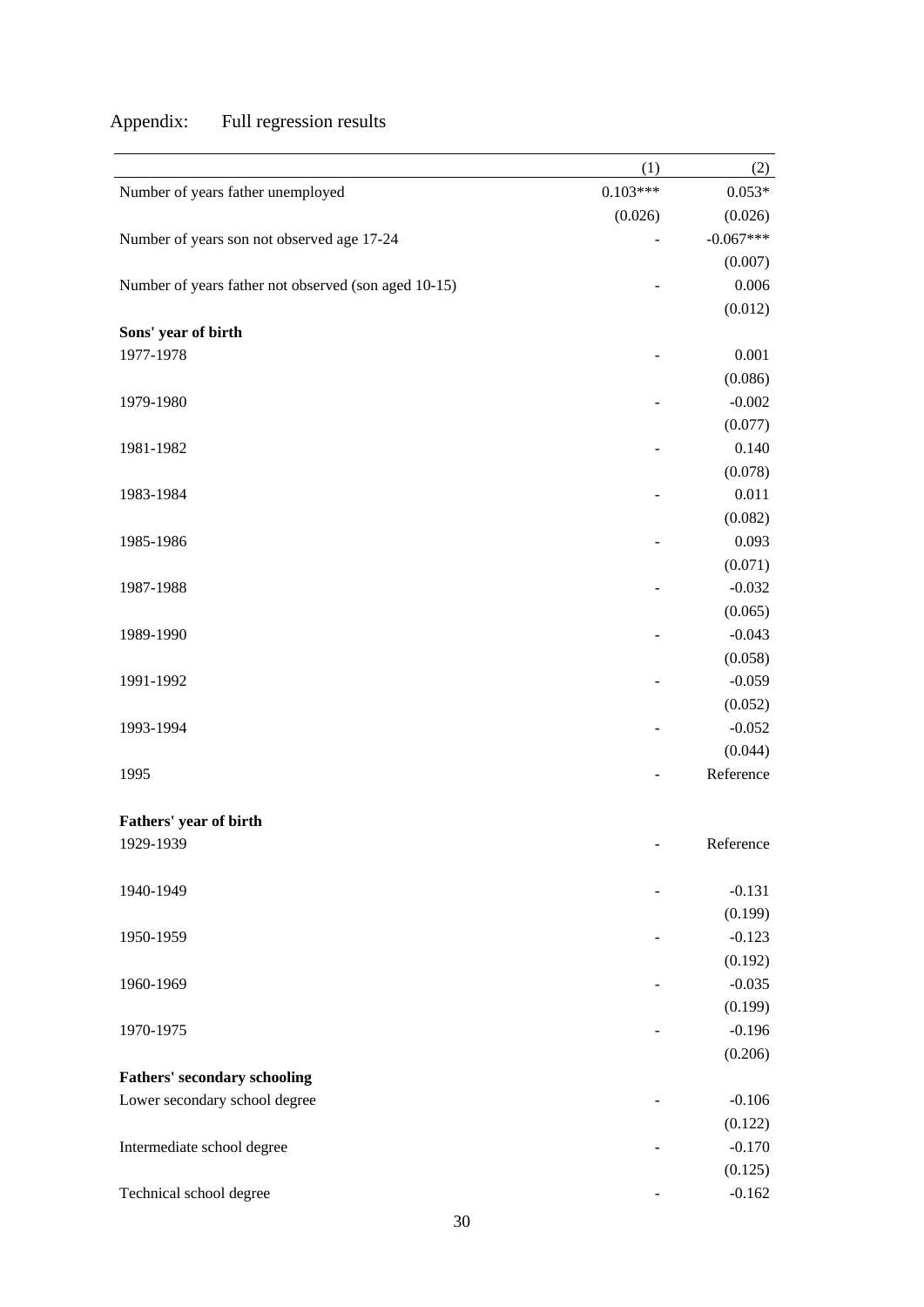Appendix: Full regression results

| | (1) | (2) |
|---|---|---|
| Number of years father unemployed | 0.103*** | 0.053* |
| | (0.026) | (0.026) |
| Number of years son not observed age 17-24 | - | -0.067*** |
| | | (0.007) |
| Number of years father not observed (son aged 10-15) | - | 0.006 |
| | | (0.012) |
| **Sons' year of birth** | | |
| 1977-1978 | - | 0.001 |
| | | (0.086) |
| 1979-1980 | - | -0.002 |
| | | (0.077) |
| 1981-1982 | - | 0.140 |
| | | (0.078) |
| 1983-1984 | - | 0.011 |
| | | (0.082) |
| 1985-1986 | - | 0.093 |
| | | (0.071) |
| 1987-1988 | - | -0.032 |
| | | (0.065) |
| 1989-1990 | - | -0.043 |
| | | (0.058) |
| 1991-1992 | - | -0.059 |
| | | (0.052) |
| 1993-1994 | - | -0.052 |
| | | (0.044) |
| 1995 | - | Reference |
| **Fathers' year of birth** | | |
| 1929-1939 | - | Reference |
| 1940-1949 | - | -0.131 |
| | | (0.199) |
| 1950-1959 | - | -0.123 |
| | | (0.192) |
| 1960-1969 | - | -0.035 |
| | | (0.199) |
| 1970-1975 | - | -0.196 |
| | | (0.206) |
| **Fathers' secondary schooling** | | |
| Lower secondary school degree | - | -0.106 |
| | | (0.122) |
| Intermediate school degree | - | -0.170 |
| | | (0.125) |
| Technical school degree | - | -0.162 |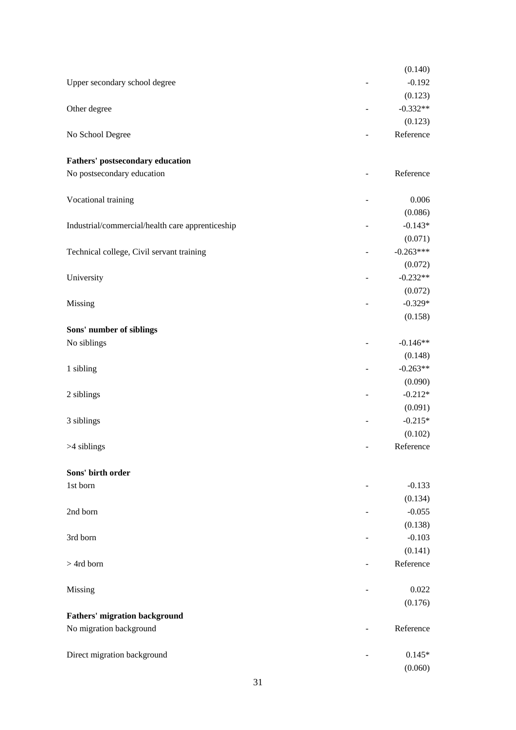| | | |
|---|---|---|
| | | (0.140) |
| Upper secondary school degree | - | -0.192 |
| | | (0.123) |
| Other degree | - | -0.332** |
| | | (0.123) |
| No School Degree | - | Reference |
| **Fathers' postsecondary education** | | |
| No postsecondary education | - | Reference |
| Vocational training | - | 0.006 |
| | | (0.086) |
| Industrial/commercial/health care apprenticeship | - | -0.143* |
| | | (0.071) |
| Technical college, Civil servant training | - | -0.263*** |
| | | (0.072) |
| University | - | -0.232** |
| | | (0.072) |
| Missing | - | -0.329* |
| | | (0.158) |
| **Sons' number of siblings** | | |
| No siblings | - | -0.146** |
| | | (0.148) |
| 1 sibling | - | -0.263** |
| | | (0.090) |
| 2 siblings | - | -0.212* |
| | | (0.091) |
| 3 siblings | - | -0.215* |
| | | (0.102) |
| >4 siblings | - | Reference |
| **Sons' birth order** | | |
| 1st born | - | -0.133 |
| | | (0.134) |
| 2nd born | - | -0.055 |
| | | (0.138) |
| 3rd born | - | -0.103 |
| | | (0.141) |
| > 4rd born | - | Reference |
| Missing | - | 0.022 |
| | | (0.176) |
| **Fathers' migration background** | | |
| No migration background | - | Reference |
| Direct migration background | - | 0.145* |
| | | (0.060) |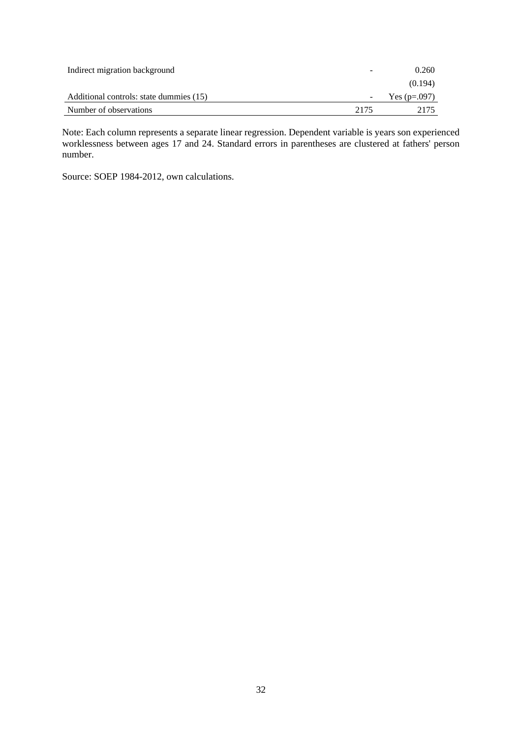| | | |
|---|---|---|
| Indirect migration background | - | 0.260 |
| | | (0.194) |
| Additional controls: state dummies (15) | - | Yes (p=.097) |
| Number of observations | 2175 | 2175 |

Note: Each column represents a separate linear regression. Dependent variable is years son experienced worklessness between ages 17 and 24. Standard errors in parentheses are clustered at fathers' person number.

Source: SOEP 1984-2012, own calculations.